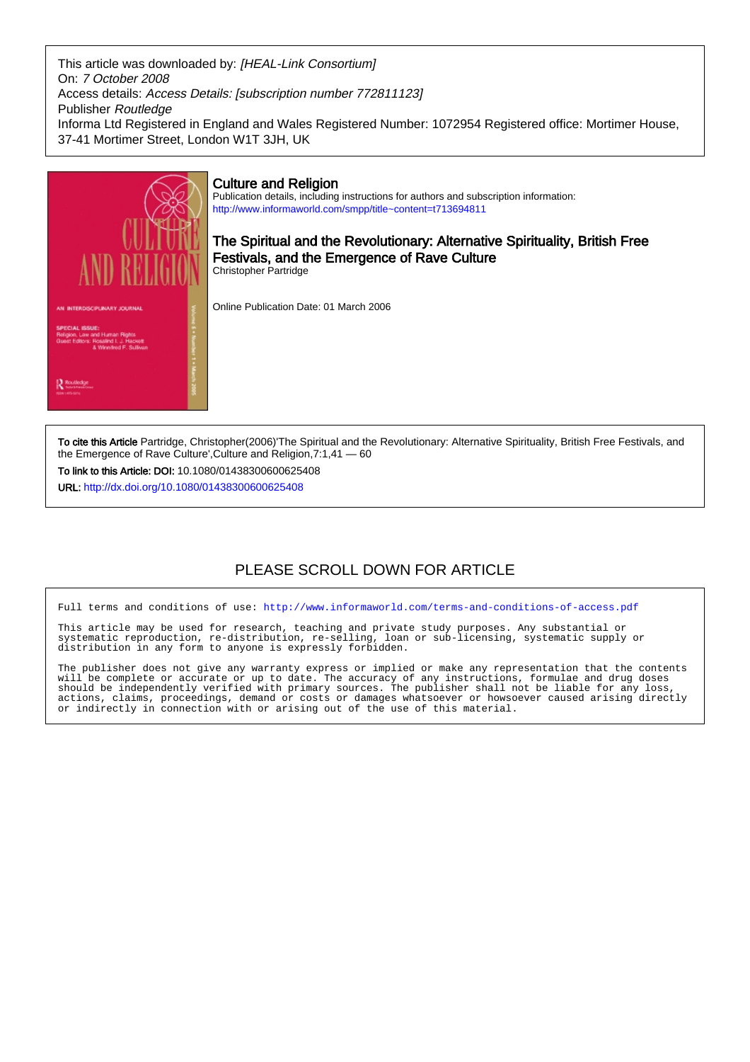This article was downloaded by: *[HEAL-Link Consortium]*
On: *7 October 2008*
Access details: *Access Details: [subscription number 772811123]*
Publisher *Routledge*
Informa Ltd Registered in England and Wales Registered Number: 1072954 Registered office: Mortimer House, 37-41 Mortimer Street, London W1T 3JH, UK

## Culture and Religion

Publication details, including instructions for authors and subscription information:
http://www.informaworld.com/smpp/title~content=t713694811

## The Spiritual and the Revolutionary: Alternative Spirituality, British Free Festivals, and the Emergence of Rave Culture

Christopher Partridge

Online Publication Date: 01 March 2006

**To cite this Article** Partridge, Christopher(2006)'The Spiritual and the Revolutionary: Alternative Spirituality, British Free Festivals, and the Emergence of Rave Culture',Culture and Religion,7:1,41 — 60

**To link to this Article: DOI:** 10.1080/01438300600625408

**URL:** http://dx.doi.org/10.1080/01438300600625408

PLEASE SCROLL DOWN FOR ARTICLE

Full terms and conditions of use: http://www.informaworld.com/terms-and-conditions-of-access.pdf

This article may be used for research, teaching and private study purposes. Any substantial or systematic reproduction, re-distribution, re-selling, loan or sub-licensing, systematic supply or distribution in any form to anyone is expressly forbidden.

The publisher does not give any warranty express or implied or make any representation that the contents will be complete or accurate or up to date. The accuracy of any instructions, formulae and drug doses should be independently verified with primary sources. The publisher shall not be liable for any loss, actions, claims, proceedings, demand or costs or damages whatsoever or howsoever caused arising directly or indirectly in connection with or arising out of the use of this material.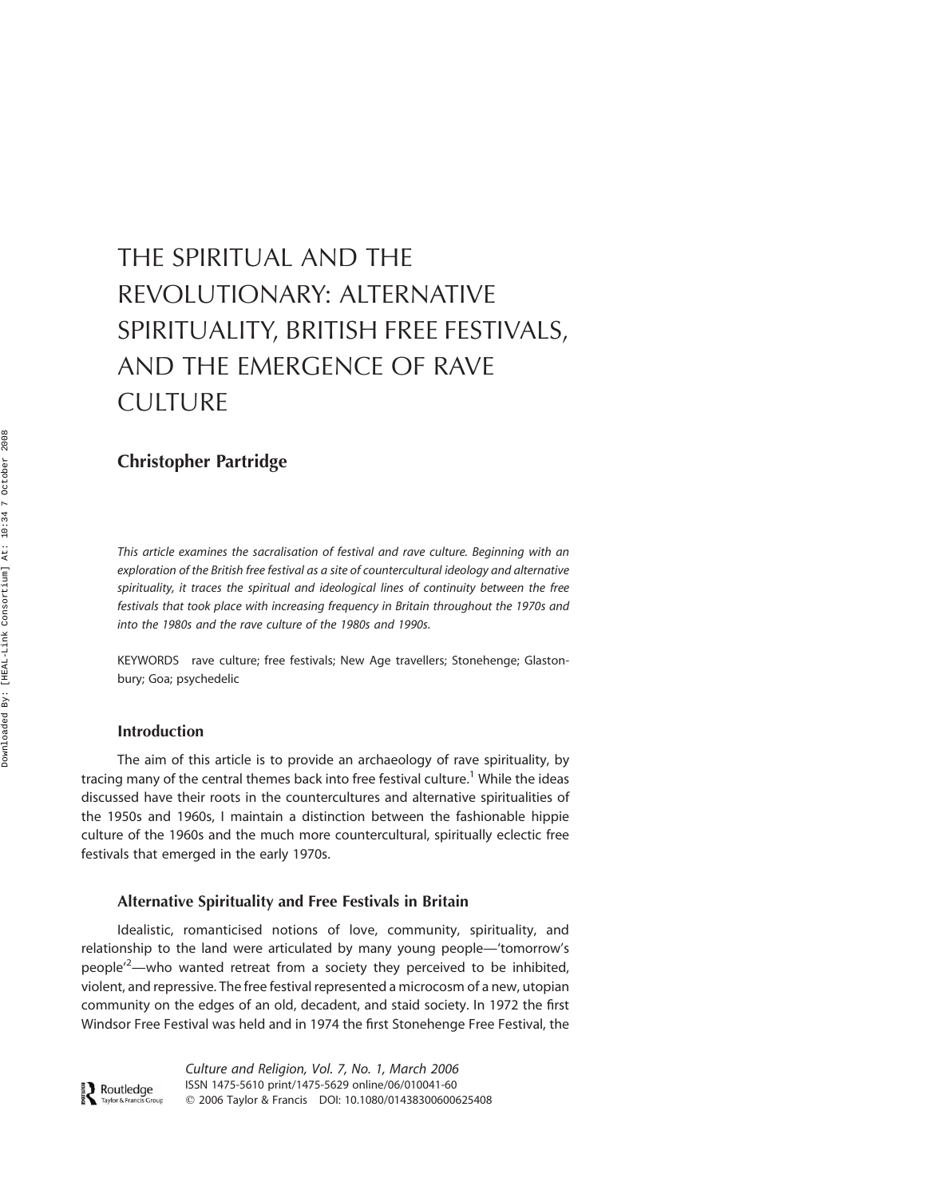# THE SPIRITUAL AND THE REVOLUTIONARY: ALTERNATIVE SPIRITUALITY, BRITISH FREE FESTIVALS, AND THE EMERGENCE OF RAVE CULTURE

**Christopher Partridge**

*This article examines the sacralisation of festival and rave culture. Beginning with an exploration of the British free festival as a site of countercultural ideology and alternative spirituality, it traces the spiritual and ideological lines of continuity between the free festivals that took place with increasing frequency in Britain throughout the 1970s and into the 1980s and the rave culture of the 1980s and 1990s.*

KEYWORDS rave culture; free festivals; New Age travellers; Stonehenge; Glastonbury; Goa; psychedelic

## Introduction

The aim of this article is to provide an archaeology of rave spirituality, by tracing many of the central themes back into free festival culture.[1] While the ideas discussed have their roots in the countercultures and alternative spiritualities of the 1950s and 1960s, I maintain a distinction between the fashionable hippie culture of the 1960s and the much more countercultural, spiritually eclectic free festivals that emerged in the early 1970s.

## Alternative Spirituality and Free Festivals in Britain

Idealistic, romanticised notions of love, community, spirituality, and relationship to the land were articulated by many young people—'tomorrow's people'[2]—who wanted retreat from a society they perceived to be inhibited, violent, and repressive. The free festival represented a microcosm of a new, utopian community on the edges of an old, decadent, and staid society. In 1972 the first Windsor Free Festival was held and in 1974 the first Stonehenge Free Festival, the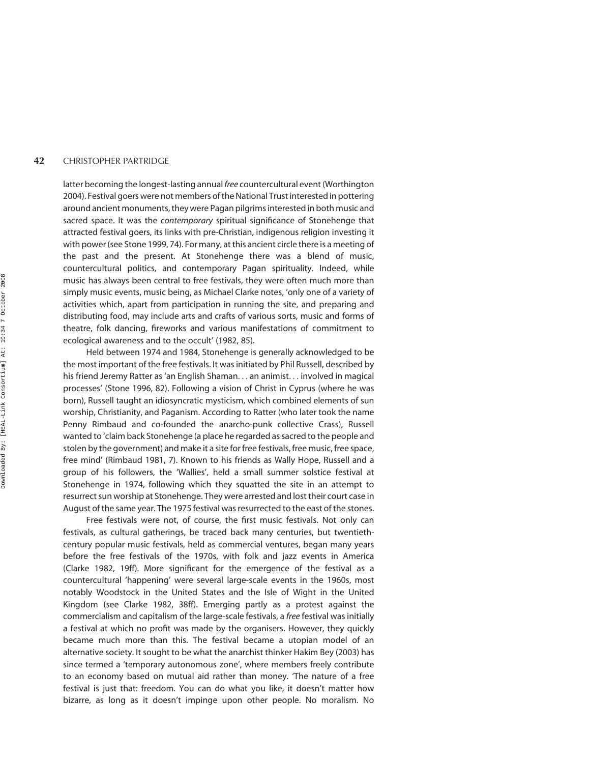latter becoming the longest-lasting annual *free* countercultural event (Worthington 2004). Festival goers were not members of the National Trust interested in pottering around ancient monuments, they were Pagan pilgrims interested in both music and sacred space. It was the *contemporary* spiritual significance of Stonehenge that attracted festival goers, its links with pre-Christian, indigenous religion investing it with power (see Stone 1999, 74). For many, at this ancient circle there is a meeting of the past and the present. At Stonehenge there was a blend of music, countercultural politics, and contemporary Pagan spirituality. Indeed, while music has always been central to free festivals, they were often much more than simply music events, music being, as Michael Clarke notes, 'only one of a variety of activities which, apart from participation in running the site, and preparing and distributing food, may include arts and crafts of various sorts, music and forms of theatre, folk dancing, fireworks and various manifestations of commitment to ecological awareness and to the occult' (1982, 85).

Held between 1974 and 1984, Stonehenge is generally acknowledged to be the most important of the free festivals. It was initiated by Phil Russell, described by his friend Jeremy Ratter as 'an English Shaman... an animist... involved in magical processes' (Stone 1996, 82). Following a vision of Christ in Cyprus (where he was born), Russell taught an idiosyncratic mysticism, which combined elements of sun worship, Christianity, and Paganism. According to Ratter (who later took the name Penny Rimbaud and co-founded the anarcho-punk collective Crass), Russell wanted to 'claim back Stonehenge (a place he regarded as sacred to the people and stolen by the government) and make it a site for free festivals, free music, free space, free mind' (Rimbaud 1981, 7). Known to his friends as Wally Hope, Russell and a group of his followers, the 'Wallies', held a small summer solstice festival at Stonehenge in 1974, following which they squatted the site in an attempt to resurrect sun worship at Stonehenge. They were arrested and lost their court case in August of the same year. The 1975 festival was resurrected to the east of the stones.

Free festivals were not, of course, the first music festivals. Not only can festivals, as cultural gatherings, be traced back many centuries, but twentieth-century popular music festivals, held as commercial ventures, began many years before the free festivals of the 1970s, with folk and jazz events in America (Clarke 1982, 19ff). More significant for the emergence of the festival as a countercultural 'happening' were several large-scale events in the 1960s, most notably Woodstock in the United States and the Isle of Wight in the United Kingdom (see Clarke 1982, 38ff). Emerging partly as a protest against the commercialism and capitalism of the large-scale festivals, a *free* festival was initially a festival at which no profit was made by the organisers. However, they quickly became much more than this. The festival became a utopian model of an alternative society. It sought to be what the anarchist thinker Hakim Bey (2003) has since termed a 'temporary autonomous zone', where members freely contribute to an economy based on mutual aid rather than money. 'The nature of a free festival is just that: freedom. You can do what you like, it doesn't matter how bizarre, as long as it doesn't impinge upon other people. No moralism. No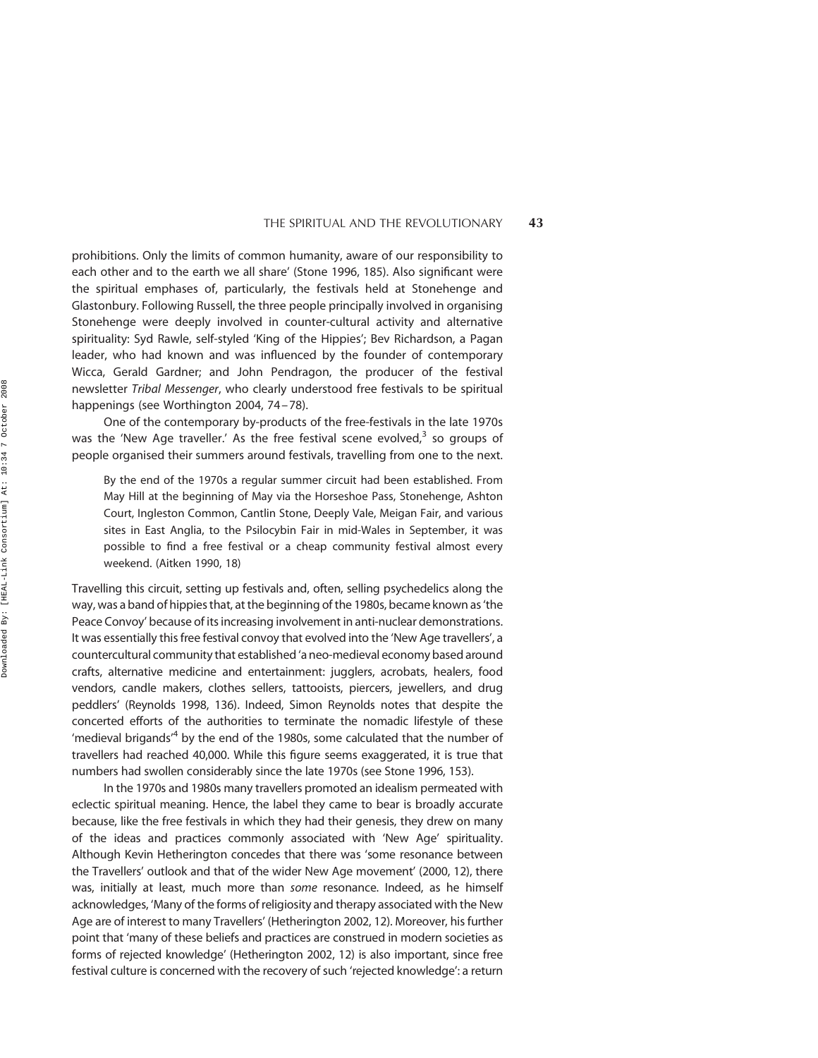prohibitions. Only the limits of common humanity, aware of our responsibility to each other and to the earth we all share' (Stone 1996, 185). Also significant were the spiritual emphases of, particularly, the festivals held at Stonehenge and Glastonbury. Following Russell, the three people principally involved in organising Stonehenge were deeply involved in counter-cultural activity and alternative spirituality: Syd Rawle, self-styled 'King of the Hippies'; Bev Richardson, a Pagan leader, who had known and was influenced by the founder of contemporary Wicca, Gerald Gardner; and John Pendragon, the producer of the festival newsletter *Tribal Messenger*, who clearly understood free festivals to be spiritual happenings (see Worthington 2004, 74–78).

One of the contemporary by-products of the free-festivals in the late 1970s was the 'New Age traveller.' As the free festival scene evolved,[3] so groups of people organised their summers around festivals, travelling from one to the next.

> By the end of the 1970s a regular summer circuit had been established. From May Hill at the beginning of May via the Horseshoe Pass, Stonehenge, Ashton Court, Ingleston Common, Cantlin Stone, Deeply Vale, Meigan Fair, and various sites in East Anglia, to the Psilocybin Fair in mid-Wales in September, it was possible to find a free festival or a cheap community festival almost every weekend. (Aitken 1990, 18)

Travelling this circuit, setting up festivals and, often, selling psychedelics along the way, was a band of hippies that, at the beginning of the 1980s, became known as 'the Peace Convoy' because of its increasing involvement in anti-nuclear demonstrations. It was essentially this free festival convoy that evolved into the 'New Age travellers', a countercultural community that established 'a neo-medieval economy based around crafts, alternative medicine and entertainment: jugglers, acrobats, healers, food vendors, candle makers, clothes sellers, tattooists, piercers, jewellers, and drug peddlers' (Reynolds 1998, 136). Indeed, Simon Reynolds notes that despite the concerted efforts of the authorities to terminate the nomadic lifestyle of these 'medieval brigands'[4] by the end of the 1980s, some calculated that the number of travellers had reached 40,000. While this figure seems exaggerated, it is true that numbers had swollen considerably since the late 1970s (see Stone 1996, 153).

In the 1970s and 1980s many travellers promoted an idealism permeated with eclectic spiritual meaning. Hence, the label they came to bear is broadly accurate because, like the free festivals in which they had their genesis, they drew on many of the ideas and practices commonly associated with 'New Age' spirituality. Although Kevin Hetherington concedes that there was 'some resonance between the Travellers' outlook and that of the wider New Age movement' (2000, 12), there was, initially at least, much more than *some* resonance. Indeed, as he himself acknowledges, 'Many of the forms of religiosity and therapy associated with the New Age are of interest to many Travellers' (Hetherington 2002, 12). Moreover, his further point that 'many of these beliefs and practices are construed in modern societies as forms of rejected knowledge' (Hetherington 2002, 12) is also important, since free festival culture is concerned with the recovery of such 'rejected knowledge': a return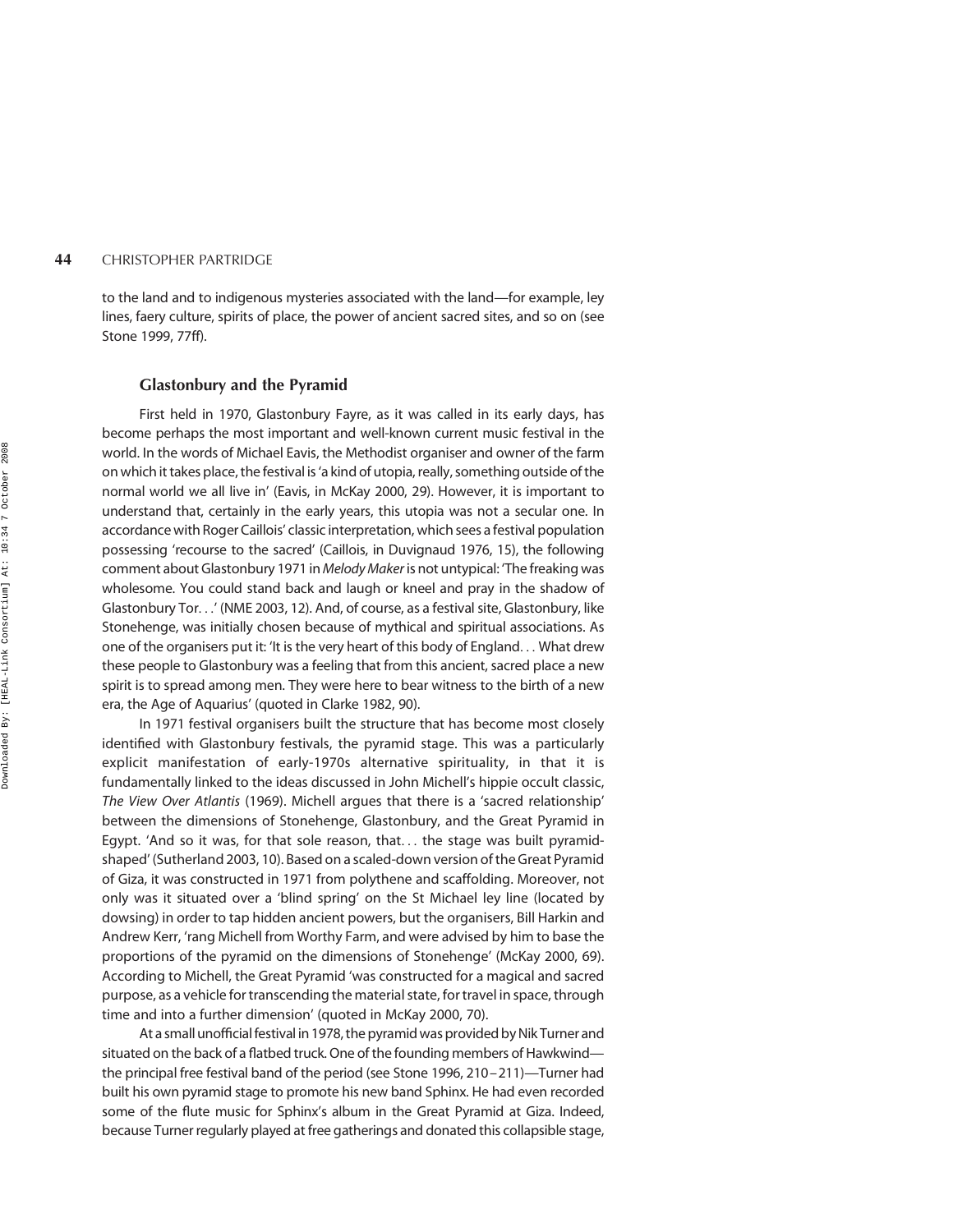to the land and to indigenous mysteries associated with the land—for example, ley lines, faery culture, spirits of place, the power of ancient sacred sites, and so on (see Stone 1999, 77ff).

## Glastonbury and the Pyramid

First held in 1970, Glastonbury Fayre, as it was called in its early days, has become perhaps the most important and well-known current music festival in the world. In the words of Michael Eavis, the Methodist organiser and owner of the farm on which it takes place, the festival is 'a kind of utopia, really, something outside of the normal world we all live in' (Eavis, in McKay 2000, 29). However, it is important to understand that, certainly in the early years, this utopia was not a secular one. In accordance with Roger Caillois' classic interpretation, which sees a festival population possessing 'recourse to the sacred' (Caillois, in Duvignaud 1976, 15), the following comment about Glastonbury 1971 in *Melody Maker* is not untypical: 'The freaking was wholesome. You could stand back and laugh or kneel and pray in the shadow of Glastonbury Tor. . .' (NME 2003, 12). And, of course, as a festival site, Glastonbury, like Stonehenge, was initially chosen because of mythical and spiritual associations. As one of the organisers put it: 'It is the very heart of this body of England. . . What drew these people to Glastonbury was a feeling that from this ancient, sacred place a new spirit is to spread among men. They were here to bear witness to the birth of a new era, the Age of Aquarius' (quoted in Clarke 1982, 90).

In 1971 festival organisers built the structure that has become most closely identified with Glastonbury festivals, the pyramid stage. This was a particularly explicit manifestation of early-1970s alternative spirituality, in that it is fundamentally linked to the ideas discussed in John Michell's hippie occult classic, *The View Over Atlantis* (1969). Michell argues that there is a 'sacred relationship' between the dimensions of Stonehenge, Glastonbury, and the Great Pyramid in Egypt. 'And so it was, for that sole reason, that. . . the stage was built pyramid-shaped' (Sutherland 2003, 10). Based on a scaled-down version of the Great Pyramid of Giza, it was constructed in 1971 from polythene and scaffolding. Moreover, not only was it situated over a 'blind spring' on the St Michael ley line (located by dowsing) in order to tap hidden ancient powers, but the organisers, Bill Harkin and Andrew Kerr, 'rang Michell from Worthy Farm, and were advised by him to base the proportions of the pyramid on the dimensions of Stonehenge' (McKay 2000, 69). According to Michell, the Great Pyramid 'was constructed for a magical and sacred purpose, as a vehicle for transcending the material state, for travel in space, through time and into a further dimension' (quoted in McKay 2000, 70).

At a small unofficial festival in 1978, the pyramid was provided by Nik Turner and situated on the back of a flatbed truck. One of the founding members of Hawkwind—the principal free festival band of the period (see Stone 1996, 210–211)—Turner had built his own pyramid stage to promote his new band Sphinx. He had even recorded some of the flute music for Sphinx's album in the Great Pyramid at Giza. Indeed, because Turner regularly played at free gatherings and donated this collapsible stage,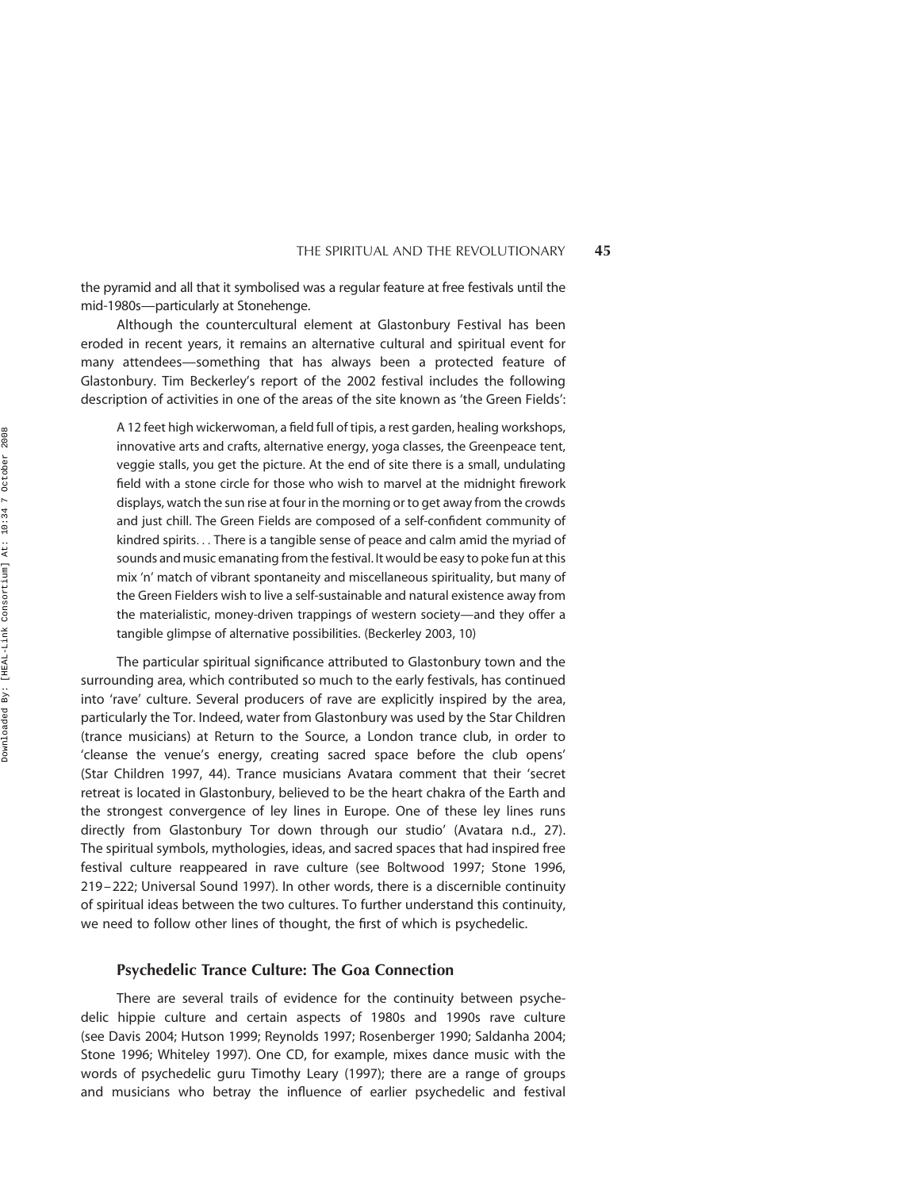the pyramid and all that it symbolised was a regular feature at free festivals until the mid-1980s—particularly at Stonehenge.

Although the countercultural element at Glastonbury Festival has been eroded in recent years, it remains an alternative cultural and spiritual event for many attendees—something that has always been a protected feature of Glastonbury. Tim Beckerley's report of the 2002 festival includes the following description of activities in one of the areas of the site known as 'the Green Fields':

> A 12 feet high wickerwoman, a field full of tipis, a rest garden, healing workshops, innovative arts and crafts, alternative energy, yoga classes, the Greenpeace tent, veggie stalls, you get the picture. At the end of site there is a small, undulating field with a stone circle for those who wish to marvel at the midnight firework displays, watch the sun rise at four in the morning or to get away from the crowds and just chill. The Green Fields are composed of a self-confident community of kindred spirits. . . There is a tangible sense of peace and calm amid the myriad of sounds and music emanating from the festival. It would be easy to poke fun at this mix 'n' match of vibrant spontaneity and miscellaneous spirituality, but many of the Green Fielders wish to live a self-sustainable and natural existence away from the materialistic, money-driven trappings of western society—and they offer a tangible glimpse of alternative possibilities. (Beckerley 2003, 10)

The particular spiritual significance attributed to Glastonbury town and the surrounding area, which contributed so much to the early festivals, has continued into 'rave' culture. Several producers of rave are explicitly inspired by the area, particularly the Tor. Indeed, water from Glastonbury was used by the Star Children (trance musicians) at Return to the Source, a London trance club, in order to 'cleanse the venue's energy, creating sacred space before the club opens' (Star Children 1997, 44). Trance musicians Avatara comment that their 'secret retreat is located in Glastonbury, believed to be the heart chakra of the Earth and the strongest convergence of ley lines in Europe. One of these ley lines runs directly from Glastonbury Tor down through our studio' (Avatara n.d., 27). The spiritual symbols, mythologies, ideas, and sacred spaces that had inspired free festival culture reappeared in rave culture (see Boltwood 1997; Stone 1996, 219–222; Universal Sound 1997). In other words, there is a discernible continuity of spiritual ideas between the two cultures. To further understand this continuity, we need to follow other lines of thought, the first of which is psychedelic.

## Psychedelic Trance Culture: The Goa Connection

There are several trails of evidence for the continuity between psychedelic hippie culture and certain aspects of 1980s and 1990s rave culture (see Davis 2004; Hutson 1999; Reynolds 1997; Rosenberger 1990; Saldanha 2004; Stone 1996; Whiteley 1997). One CD, for example, mixes dance music with the words of psychedelic guru Timothy Leary (1997); there are a range of groups and musicians who betray the influence of earlier psychedelic and festival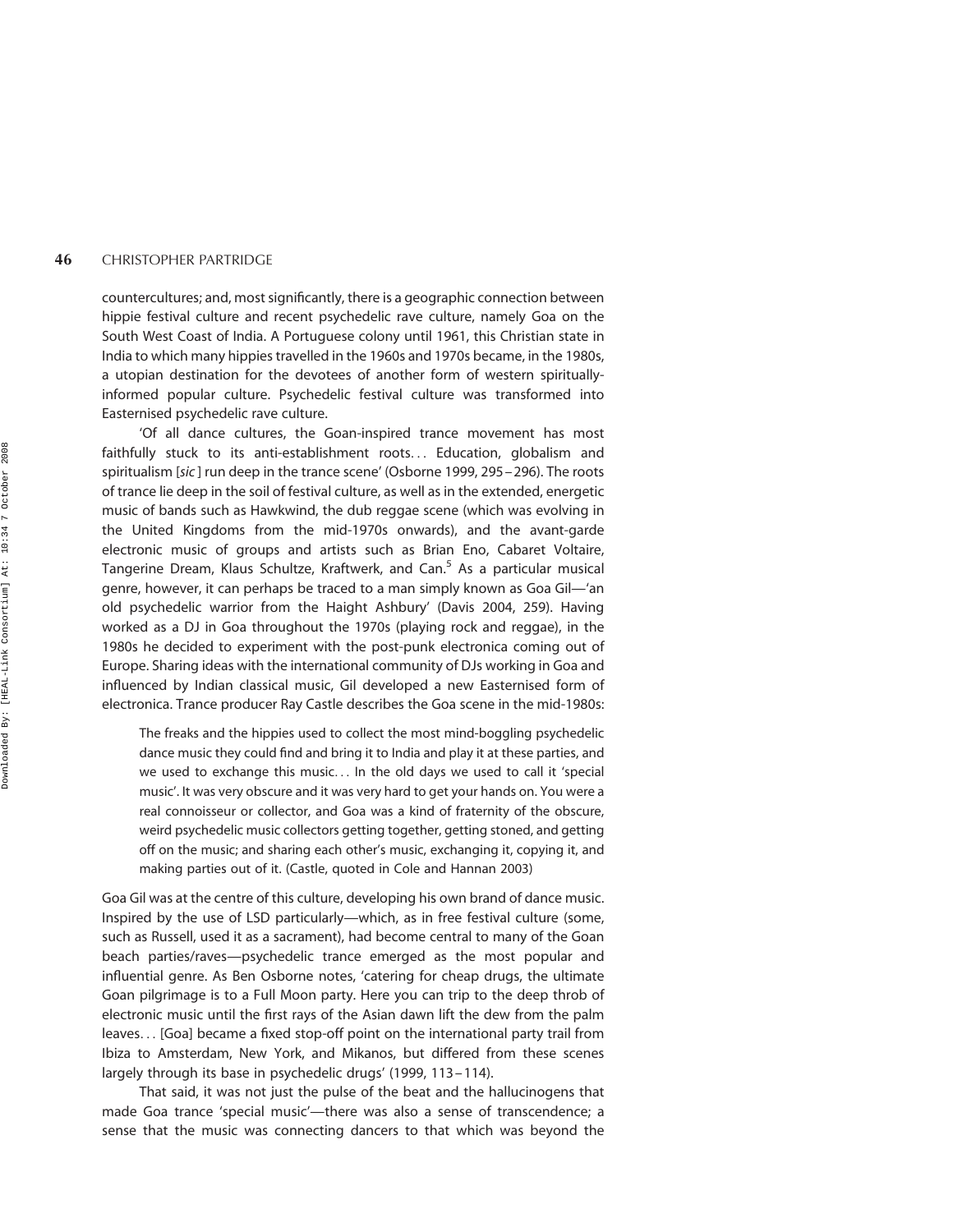countercultures; and, most significantly, there is a geographic connection between hippie festival culture and recent psychedelic rave culture, namely Goa on the South West Coast of India. A Portuguese colony until 1961, this Christian state in India to which many hippies travelled in the 1960s and 1970s became, in the 1980s, a utopian destination for the devotees of another form of western spiritually-informed popular culture. Psychedelic festival culture was transformed into Easternised psychedelic rave culture.

'Of all dance cultures, the Goan-inspired trance movement has most faithfully stuck to its anti-establishment roots... Education, globalism and spiritualism [*sic*] run deep in the trance scene' (Osborne 1999, 295–296). The roots of trance lie deep in the soil of festival culture, as well as in the extended, energetic music of bands such as Hawkwind, the dub reggae scene (which was evolving in the United Kingdoms from the mid-1970s onwards), and the avant-garde electronic music of groups and artists such as Brian Eno, Cabaret Voltaire, Tangerine Dream, Klaus Schultze, Kraftwerk, and Can.[5] As a particular musical genre, however, it can perhaps be traced to a man simply known as Goa Gil—'an old psychedelic warrior from the Haight Ashbury' (Davis 2004, 259). Having worked as a DJ in Goa throughout the 1970s (playing rock and reggae), in the 1980s he decided to experiment with the post-punk electronica coming out of Europe. Sharing ideas with the international community of DJs working in Goa and influenced by Indian classical music, Gil developed a new Easternised form of electronica. Trance producer Ray Castle describes the Goa scene in the mid-1980s:

> The freaks and the hippies used to collect the most mind-boggling psychedelic dance music they could find and bring it to India and play it at these parties, and we used to exchange this music... In the old days we used to call it 'special music'. It was very obscure and it was very hard to get your hands on. You were a real connoisseur or collector, and Goa was a kind of fraternity of the obscure, weird psychedelic music collectors getting together, getting stoned, and getting off on the music; and sharing each other's music, exchanging it, copying it, and making parties out of it. (Castle, quoted in Cole and Hannan 2003)

Goa Gil was at the centre of this culture, developing his own brand of dance music. Inspired by the use of LSD particularly—which, as in free festival culture (some, such as Russell, used it as a sacrament), had become central to many of the Goan beach parties/raves—psychedelic trance emerged as the most popular and influential genre. As Ben Osborne notes, 'catering for cheap drugs, the ultimate Goan pilgrimage is to a Full Moon party. Here you can trip to the deep throb of electronic music until the first rays of the Asian dawn lift the dew from the palm leaves... [Goa] became a fixed stop-off point on the international party trail from Ibiza to Amsterdam, New York, and Mikanos, but differed from these scenes largely through its base in psychedelic drugs' (1999, 113–114).

That said, it was not just the pulse of the beat and the hallucinogens that made Goa trance 'special music'—there was also a sense of transcendence; a sense that the music was connecting dancers to that which was beyond the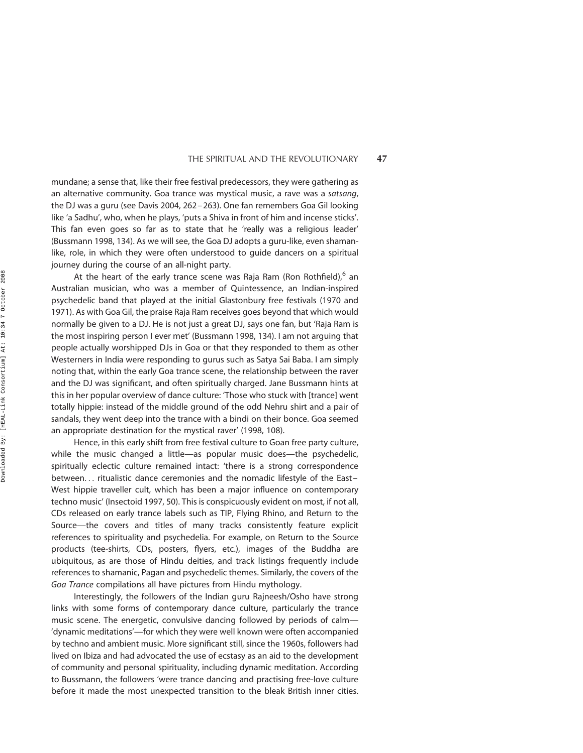mundane; a sense that, like their free festival predecessors, they were gathering as an alternative community. Goa trance was mystical music, a rave was a *satsang*, the DJ was a guru (see Davis 2004, 262–263). One fan remembers Goa Gil looking like 'a Sadhu', who, when he plays, 'puts a Shiva in front of him and incense sticks'. This fan even goes so far as to state that he 'really was a religious leader' (Bussmann 1998, 134). As we will see, the Goa DJ adopts a guru-like, even shaman-like, role, in which they were often understood to guide dancers on a spiritual journey during the course of an all-night party.

At the heart of the early trance scene was Raja Ram (Ron Rothfield),[6] an Australian musician, who was a member of Quintessence, an Indian-inspired psychedelic band that played at the initial Glastonbury free festivals (1970 and 1971). As with Goa Gil, the praise Raja Ram receives goes beyond that which would normally be given to a DJ. He is not just a great DJ, says one fan, but 'Raja Ram is the most inspiring person I ever met' (Bussmann 1998, 134). I am not arguing that people actually worshipped DJs in Goa or that they responded to them as other Westerners in India were responding to gurus such as Satya Sai Baba. I am simply noting that, within the early Goa trance scene, the relationship between the raver and the DJ was significant, and often spiritually charged. Jane Bussmann hints at this in her popular overview of dance culture: 'Those who stuck with [trance] went totally hippie: instead of the middle ground of the odd Nehru shirt and a pair of sandals, they went deep into the trance with a bindi on their bonce. Goa seemed an appropriate destination for the mystical raver' (1998, 108).

Hence, in this early shift from free festival culture to Goan free party culture, while the music changed a little—as popular music does—the psychedelic, spiritually eclectic culture remained intact: 'there is a strong correspondence between... ritualistic dance ceremonies and the nomadic lifestyle of the East–West hippie traveller cult, which has been a major influence on contemporary techno music' (Insectoid 1997, 50). This is conspicuously evident on most, if not all, CDs released on early trance labels such as TIP, Flying Rhino, and Return to the Source—the covers and titles of many tracks consistently feature explicit references to spirituality and psychedelia. For example, on Return to the Source products (tee-shirts, CDs, posters, flyers, etc.), images of the Buddha are ubiquitous, as are those of Hindu deities, and track listings frequently include references to shamanic, Pagan and psychedelic themes. Similarly, the covers of the *Goa Trance* compilations all have pictures from Hindu mythology.

Interestingly, the followers of the Indian guru Rajneesh/Osho have strong links with some forms of contemporary dance culture, particularly the trance music scene. The energetic, convulsive dancing followed by periods of calm—'dynamic meditations'—for which they were well known were often accompanied by techno and ambient music. More significant still, since the 1960s, followers had lived on Ibiza and had advocated the use of ecstasy as an aid to the development of community and personal spirituality, including dynamic meditation. According to Bussmann, the followers 'were trance dancing and practising free-love culture before it made the most unexpected transition to the bleak British inner cities.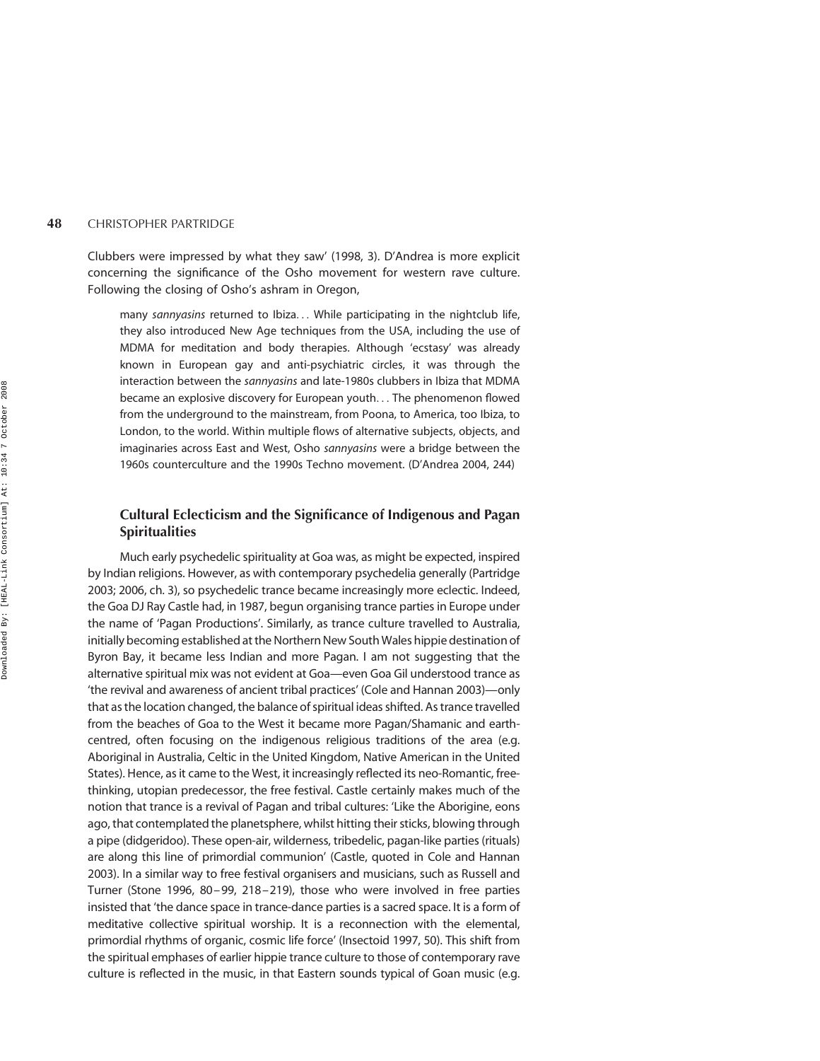Clubbers were impressed by what they saw' (1998, 3). D'Andrea is more explicit concerning the significance of the Osho movement for western rave culture. Following the closing of Osho's ashram in Oregon,

> many *sannyasins* returned to Ibiza. . . While participating in the nightclub life, they also introduced New Age techniques from the USA, including the use of MDMA for meditation and body therapies. Although 'ecstasy' was already known in European gay and anti-psychiatric circles, it was through the interaction between the *sannyasins* and late-1980s clubbers in Ibiza that MDMA became an explosive discovery for European youth. . . The phenomenon flowed from the underground to the mainstream, from Poona, to America, too Ibiza, to London, to the world. Within multiple flows of alternative subjects, objects, and imaginaries across East and West, Osho *sannyasins* were a bridge between the 1960s counterculture and the 1990s Techno movement. (D'Andrea 2004, 244)

### Cultural Eclecticism and the Significance of Indigenous and Pagan Spiritualities

Much early psychedelic spirituality at Goa was, as might be expected, inspired by Indian religions. However, as with contemporary psychedelia generally (Partridge 2003; 2006, ch. 3), so psychedelic trance became increasingly more eclectic. Indeed, the Goa DJ Ray Castle had, in 1987, begun organising trance parties in Europe under the name of 'Pagan Productions'. Similarly, as trance culture travelled to Australia, initially becoming established at the Northern New South Wales hippie destination of Byron Bay, it became less Indian and more Pagan. I am not suggesting that the alternative spiritual mix was not evident at Goa—even Goa Gil understood trance as 'the revival and awareness of ancient tribal practices' (Cole and Hannan 2003)—only that as the location changed, the balance of spiritual ideas shifted. As trance travelled from the beaches of Goa to the West it became more Pagan/Shamanic and earth-centred, often focusing on the indigenous religious traditions of the area (e.g. Aboriginal in Australia, Celtic in the United Kingdom, Native American in the United States). Hence, as it came to the West, it increasingly reflected its neo-Romantic, free-thinking, utopian predecessor, the free festival. Castle certainly makes much of the notion that trance is a revival of Pagan and tribal cultures: 'Like the Aborigine, eons ago, that contemplated the planetsphere, whilst hitting their sticks, blowing through a pipe (didgeridoo). These open-air, wilderness, tribedelic, pagan-like parties (rituals) are along this line of primordial communion' (Castle, quoted in Cole and Hannan 2003). In a similar way to free festival organisers and musicians, such as Russell and Turner (Stone 1996, 80–99, 218–219), those who were involved in free parties insisted that 'the dance space in trance-dance parties is a sacred space. It is a form of meditative collective spiritual worship. It is a reconnection with the elemental, primordial rhythms of organic, cosmic life force' (Insectoid 1997, 50). This shift from the spiritual emphases of earlier hippie trance culture to those of contemporary rave culture is reflected in the music, in that Eastern sounds typical of Goan music (e.g.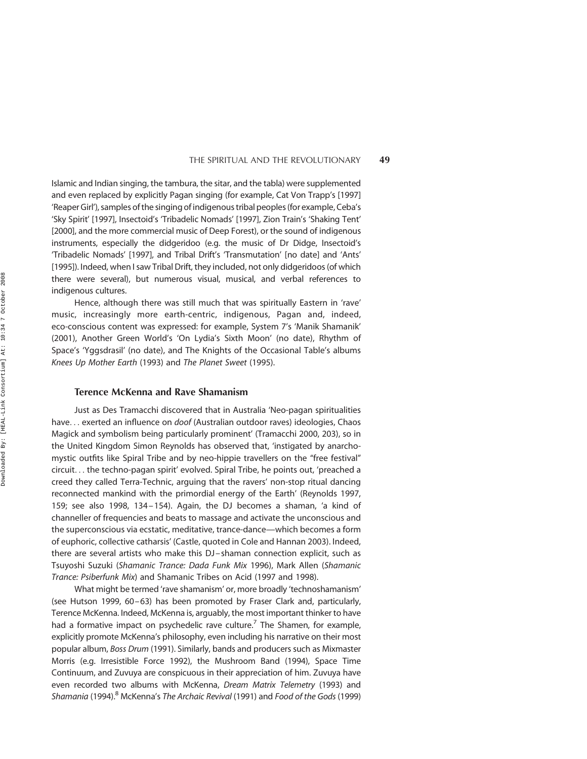Islamic and Indian singing, the tambura, the sitar, and the tabla) were supplemented and even replaced by explicitly Pagan singing (for example, Cat Von Trapp's [1997] 'Reaper Girl'), samples of the singing of indigenous tribal peoples (for example, Ceba's 'Sky Spirit' [1997], Insectoid's 'Tribadelic Nomads' [1997], Zion Train's 'Shaking Tent' [2000], and the more commercial music of Deep Forest), or the sound of indigenous instruments, especially the didgeridoo (e.g. the music of Dr Didge, Insectoid's 'Tribadelic Nomads' [1997], and Tribal Drift's 'Transmutation' [no date] and 'Ants' [1995]). Indeed, when I saw Tribal Drift, they included, not only didgeridoos (of which there were several), but numerous visual, musical, and verbal references to indigenous cultures.

Hence, although there was still much that was spiritually Eastern in 'rave' music, increasingly more earth-centric, indigenous, Pagan and, indeed, eco-conscious content was expressed: for example, System 7's 'Manik Shamanik' (2001), Another Green World's 'On Lydia's Sixth Moon' (no date), Rhythm of Space's 'Yggsdrasil' (no date), and The Knights of the Occasional Table's albums *Knees Up Mother Earth* (1993) and *The Planet Sweet* (1995).

## Terence McKenna and Rave Shamanism

Just as Des Tramacchi discovered that in Australia 'Neo-pagan spiritualities have... exerted an influence on *doof* (Australian outdoor raves) ideologies, Chaos Magick and symbolism being particularly prominent' (Tramacchi 2000, 203), so in the United Kingdom Simon Reynolds has observed that, 'instigated by anarcho-mystic outfits like Spiral Tribe and by neo-hippie travellers on the "free festival" circuit... the techno-pagan spirit' evolved. Spiral Tribe, he points out, 'preached a creed they called Terra-Technic, arguing that the ravers' non-stop ritual dancing reconnected mankind with the primordial energy of the Earth' (Reynolds 1997, 159; see also 1998, 134–154). Again, the DJ becomes a shaman, 'a kind of channeller of frequencies and beats to massage and activate the unconscious and the superconscious via ecstatic, meditative, trance-dance—which becomes a form of euphoric, collective catharsis' (Castle, quoted in Cole and Hannan 2003). Indeed, there are several artists who make this DJ–shaman connection explicit, such as Tsuyoshi Suzuki (*Shamanic Trance: Dada Funk Mix* 1996), Mark Allen (*Shamanic Trance: Psiberfunk Mix*) and Shamanic Tribes on Acid (1997 and 1998).

What might be termed 'rave shamanism' or, more broadly 'technoshamanism' (see Hutson 1999, 60–63) has been promoted by Fraser Clark and, particularly, Terence McKenna. Indeed, McKenna is, arguably, the most important thinker to have had a formative impact on psychedelic rave culture.[7] The Shamen, for example, explicitly promote McKenna's philosophy, even including his narrative on their most popular album, *Boss Drum* (1991). Similarly, bands and producers such as Mixmaster Morris (e.g. Irresistible Force 1992), the Mushroom Band (1994), Space Time Continuum, and Zuvuya are conspicuous in their appreciation of him. Zuvuya have even recorded two albums with McKenna, *Dream Matrix Telemetry* (1993) and *Shamania* (1994).[8] McKenna's *The Archaic Revival* (1991) and *Food of the Gods* (1999)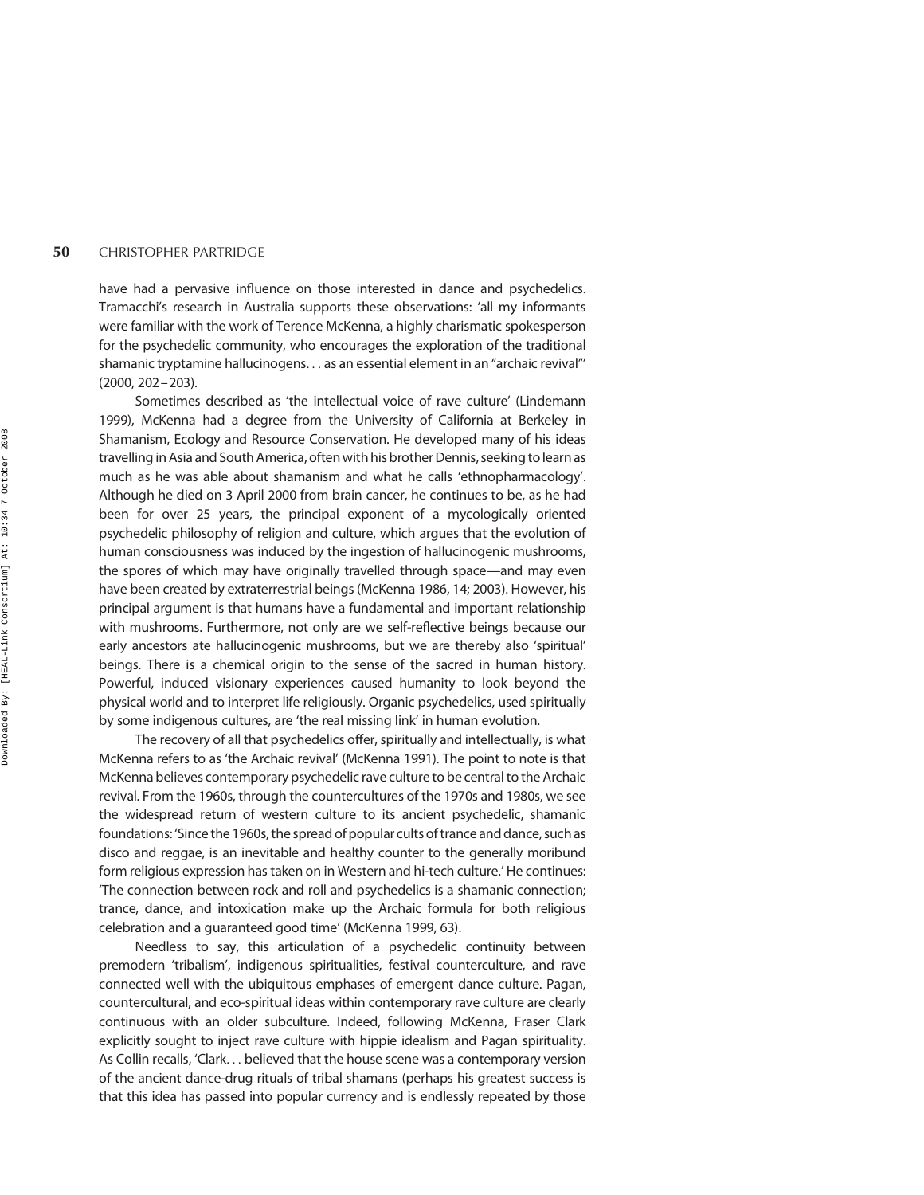have had a pervasive influence on those interested in dance and psychedelics. Tramacchi's research in Australia supports these observations: 'all my informants were familiar with the work of Terence McKenna, a highly charismatic spokesperson for the psychedelic community, who encourages the exploration of the traditional shamanic tryptamine hallucinogens. . . as an essential element in an "archaic revival"' (2000, 202 – 203).

Sometimes described as 'the intellectual voice of rave culture' (Lindemann 1999), McKenna had a degree from the University of California at Berkeley in Shamanism, Ecology and Resource Conservation. He developed many of his ideas travelling in Asia and South America, often with his brother Dennis, seeking to learn as much as he was able about shamanism and what he calls 'ethnopharmacology'. Although he died on 3 April 2000 from brain cancer, he continues to be, as he had been for over 25 years, the principal exponent of a mycologically oriented psychedelic philosophy of religion and culture, which argues that the evolution of human consciousness was induced by the ingestion of hallucinogenic mushrooms, the spores of which may have originally travelled through space—and may even have been created by extraterrestrial beings (McKenna 1986, 14; 2003). However, his principal argument is that humans have a fundamental and important relationship with mushrooms. Furthermore, not only are we self-reflective beings because our early ancestors ate hallucinogenic mushrooms, but we are thereby also 'spiritual' beings. There is a chemical origin to the sense of the sacred in human history. Powerful, induced visionary experiences caused humanity to look beyond the physical world and to interpret life religiously. Organic psychedelics, used spiritually by some indigenous cultures, are 'the real missing link' in human evolution.

The recovery of all that psychedelics offer, spiritually and intellectually, is what McKenna refers to as 'the Archaic revival' (McKenna 1991). The point to note is that McKenna believes contemporary psychedelic rave culture to be central to the Archaic revival. From the 1960s, through the countercultures of the 1970s and 1980s, we see the widespread return of western culture to its ancient psychedelic, shamanic foundations: 'Since the 1960s, the spread of popular cults of trance and dance, such as disco and reggae, is an inevitable and healthy counter to the generally moribund form religious expression has taken on in Western and hi-tech culture.' He continues: 'The connection between rock and roll and psychedelics is a shamanic connection; trance, dance, and intoxication make up the Archaic formula for both religious celebration and a guaranteed good time' (McKenna 1999, 63).

Needless to say, this articulation of a psychedelic continuity between premodern 'tribalism', indigenous spiritualities, festival counterculture, and rave connected well with the ubiquitous emphases of emergent dance culture. Pagan, countercultural, and eco-spiritual ideas within contemporary rave culture are clearly continuous with an older subculture. Indeed, following McKenna, Fraser Clark explicitly sought to inject rave culture with hippie idealism and Pagan spirituality. As Collin recalls, 'Clark. . . believed that the house scene was a contemporary version of the ancient dance-drug rituals of tribal shamans (perhaps his greatest success is that this idea has passed into popular currency and is endlessly repeated by those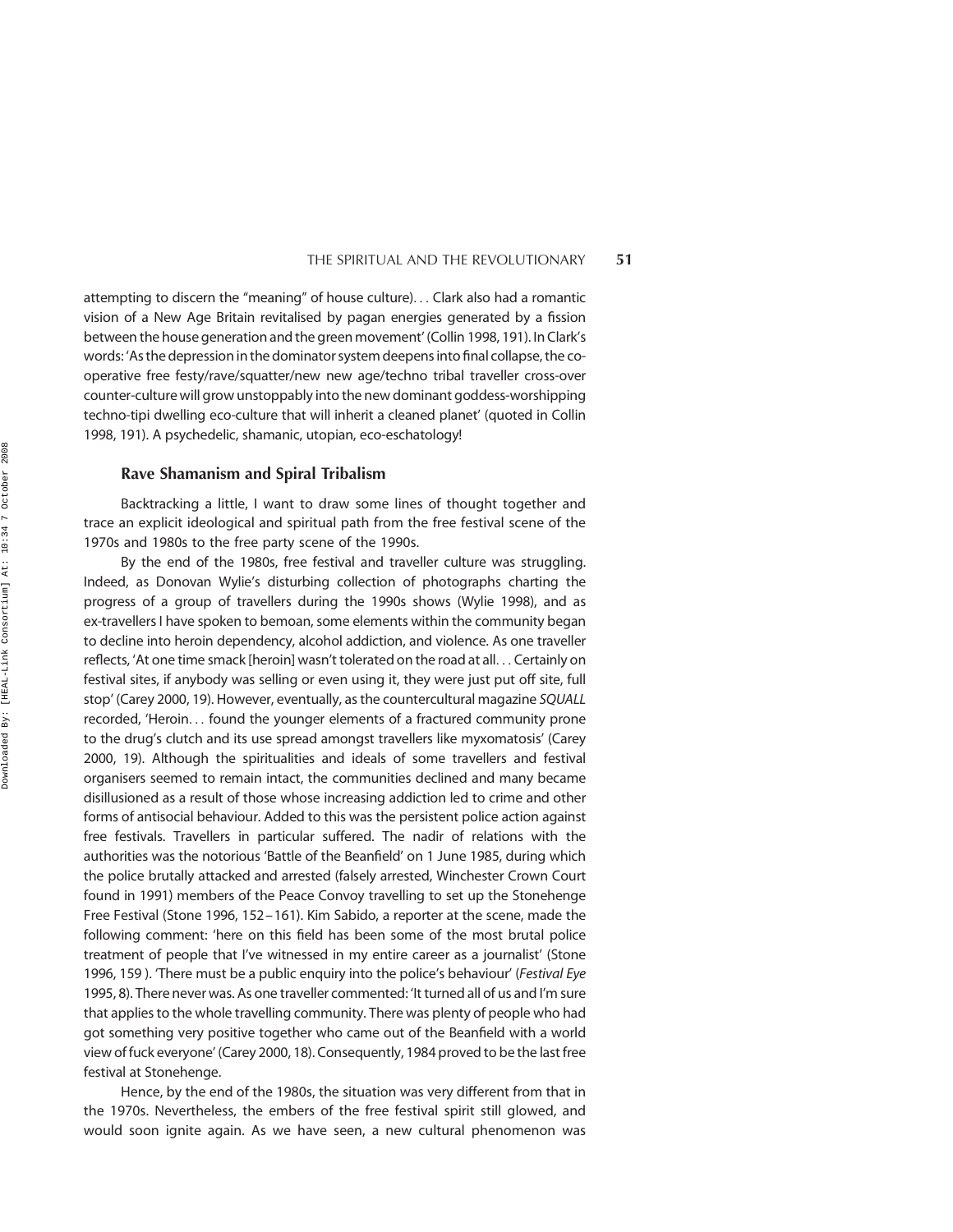attempting to discern the "meaning" of house culture)... Clark also had a romantic vision of a New Age Britain revitalised by pagan energies generated by a fission between the house generation and the green movement' (Collin 1998, 191). In Clark's words: 'As the depression in the dominator system deepens into final collapse, the co-operative free festy/rave/squatter/new new age/techno tribal traveller cross-over counter-culture will grow unstoppably into the new dominant goddess-worshipping techno-tipi dwelling eco-culture that will inherit a cleaned planet' (quoted in Collin 1998, 191). A psychedelic, shamanic, utopian, eco-eschatology!

## Rave Shamanism and Spiral Tribalism

Backtracking a little, I want to draw some lines of thought together and trace an explicit ideological and spiritual path from the free festival scene of the 1970s and 1980s to the free party scene of the 1990s.

By the end of the 1980s, free festival and traveller culture was struggling. Indeed, as Donovan Wylie's disturbing collection of photographs charting the progress of a group of travellers during the 1990s shows (Wylie 1998), and as ex-travellers I have spoken to bemoan, some elements within the community began to decline into heroin dependency, alcohol addiction, and violence. As one traveller reflects, 'At one time smack [heroin] wasn't tolerated on the road at all... Certainly on festival sites, if anybody was selling or even using it, they were just put off site, full stop' (Carey 2000, 19). However, eventually, as the countercultural magazine *SQUALL* recorded, 'Heroin... found the younger elements of a fractured community prone to the drug's clutch and its use spread amongst travellers like myxomatosis' (Carey 2000, 19). Although the spiritualities and ideals of some travellers and festival organisers seemed to remain intact, the communities declined and many became disillusioned as a result of those whose increasing addiction led to crime and other forms of antisocial behaviour. Added to this was the persistent police action against free festivals. Travellers in particular suffered. The nadir of relations with the authorities was the notorious 'Battle of the Beanfield' on 1 June 1985, during which the police brutally attacked and arrested (falsely arrested, Winchester Crown Court found in 1991) members of the Peace Convoy travelling to set up the Stonehenge Free Festival (Stone 1996, 152–161). Kim Sabido, a reporter at the scene, made the following comment: 'here on this field has been some of the most brutal police treatment of people that I've witnessed in my entire career as a journalist' (Stone 1996, 159 ). 'There must be a public enquiry into the police's behaviour' (*Festival Eye* 1995, 8). There never was. As one traveller commented: 'It turned all of us and I'm sure that applies to the whole travelling community. There was plenty of people who had got something very positive together who came out of the Beanfield with a world view of fuck everyone' (Carey 2000, 18). Consequently, 1984 proved to be the last free festival at Stonehenge.

Hence, by the end of the 1980s, the situation was very different from that in the 1970s. Nevertheless, the embers of the free festival spirit still glowed, and would soon ignite again. As we have seen, a new cultural phenomenon was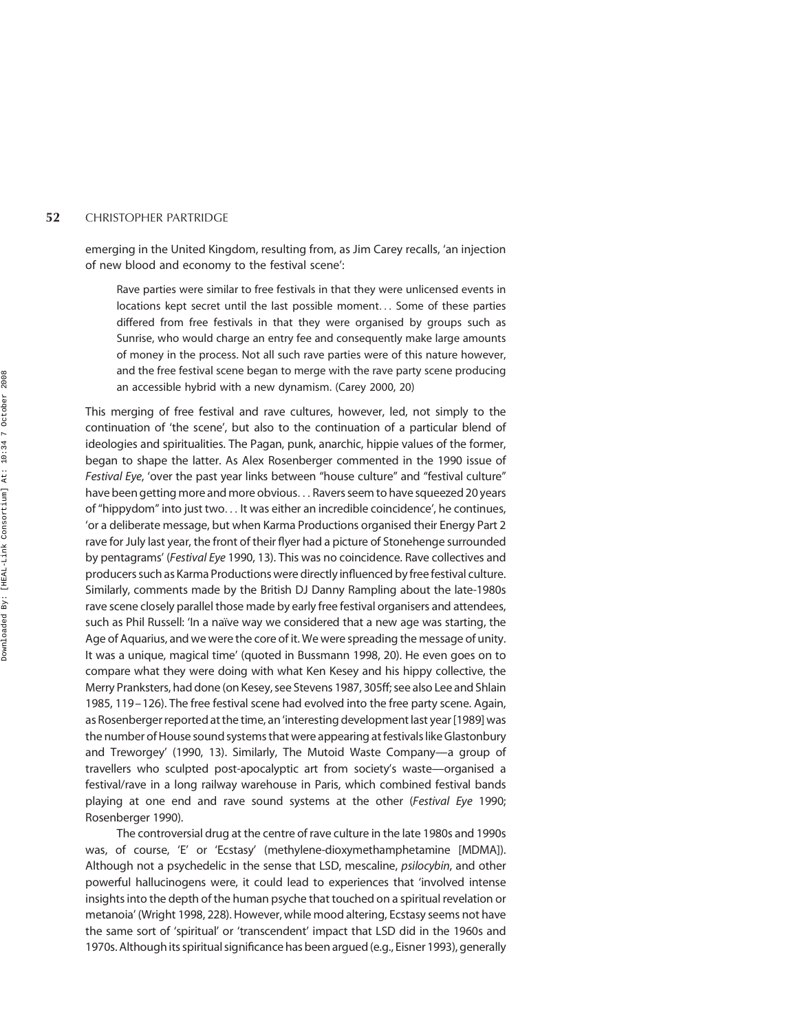emerging in the United Kingdom, resulting from, as Jim Carey recalls, 'an injection of new blood and economy to the festival scene':

> Rave parties were similar to free festivals in that they were unlicensed events in locations kept secret until the last possible moment... Some of these parties differed from free festivals in that they were organised by groups such as Sunrise, who would charge an entry fee and consequently make large amounts of money in the process. Not all such rave parties were of this nature however, and the free festival scene began to merge with the rave party scene producing an accessible hybrid with a new dynamism. (Carey 2000, 20)

This merging of free festival and rave cultures, however, led, not simply to the continuation of 'the scene', but also to the continuation of a particular blend of ideologies and spiritualities. The Pagan, punk, anarchic, hippie values of the former, began to shape the latter. As Alex Rosenberger commented in the 1990 issue of *Festival Eye*, 'over the past year links between "house culture" and "festival culture" have been getting more and more obvious... Ravers seem to have squeezed 20 years of "hippydom" into just two... It was either an incredible coincidence', he continues, 'or a deliberate message, but when Karma Productions organised their Energy Part 2 rave for July last year, the front of their flyer had a picture of Stonehenge surrounded by pentagrams' (*Festival Eye* 1990, 13). This was no coincidence. Rave collectives and producers such as Karma Productions were directly influenced by free festival culture. Similarly, comments made by the British DJ Danny Rampling about the late-1980s rave scene closely parallel those made by early free festival organisers and attendees, such as Phil Russell: 'In a naïve way we considered that a new age was starting, the Age of Aquarius, and we were the core of it. We were spreading the message of unity. It was a unique, magical time' (quoted in Bussmann 1998, 20). He even goes on to compare what they were doing with what Ken Kesey and his hippy collective, the Merry Pranksters, had done (on Kesey, see Stevens 1987, 305ff; see also Lee and Shlain 1985, 119–126). The free festival scene had evolved into the free party scene. Again, as Rosenberger reported at the time, an 'interesting development last year [1989] was the number of House sound systems that were appearing at festivals like Glastonbury and Treworgey' (1990, 13). Similarly, The Mutoid Waste Company—a group of travellers who sculpted post-apocalyptic art from society's waste—organised a festival/rave in a long railway warehouse in Paris, which combined festival bands playing at one end and rave sound systems at the other (*Festival Eye* 1990; Rosenberger 1990).

The controversial drug at the centre of rave culture in the late 1980s and 1990s was, of course, 'E' or 'Ecstasy' (methylene-dioxymethamphetamine [MDMA]). Although not a psychedelic in the sense that LSD, mescaline, *psilocybin*, and other powerful hallucinogens were, it could lead to experiences that 'involved intense insights into the depth of the human psyche that touched on a spiritual revelation or metanoia' (Wright 1998, 228). However, while mood altering, Ecstasy seems not have the same sort of 'spiritual' or 'transcendent' impact that LSD did in the 1960s and 1970s. Although its spiritual significance has been argued (e.g., Eisner 1993), generally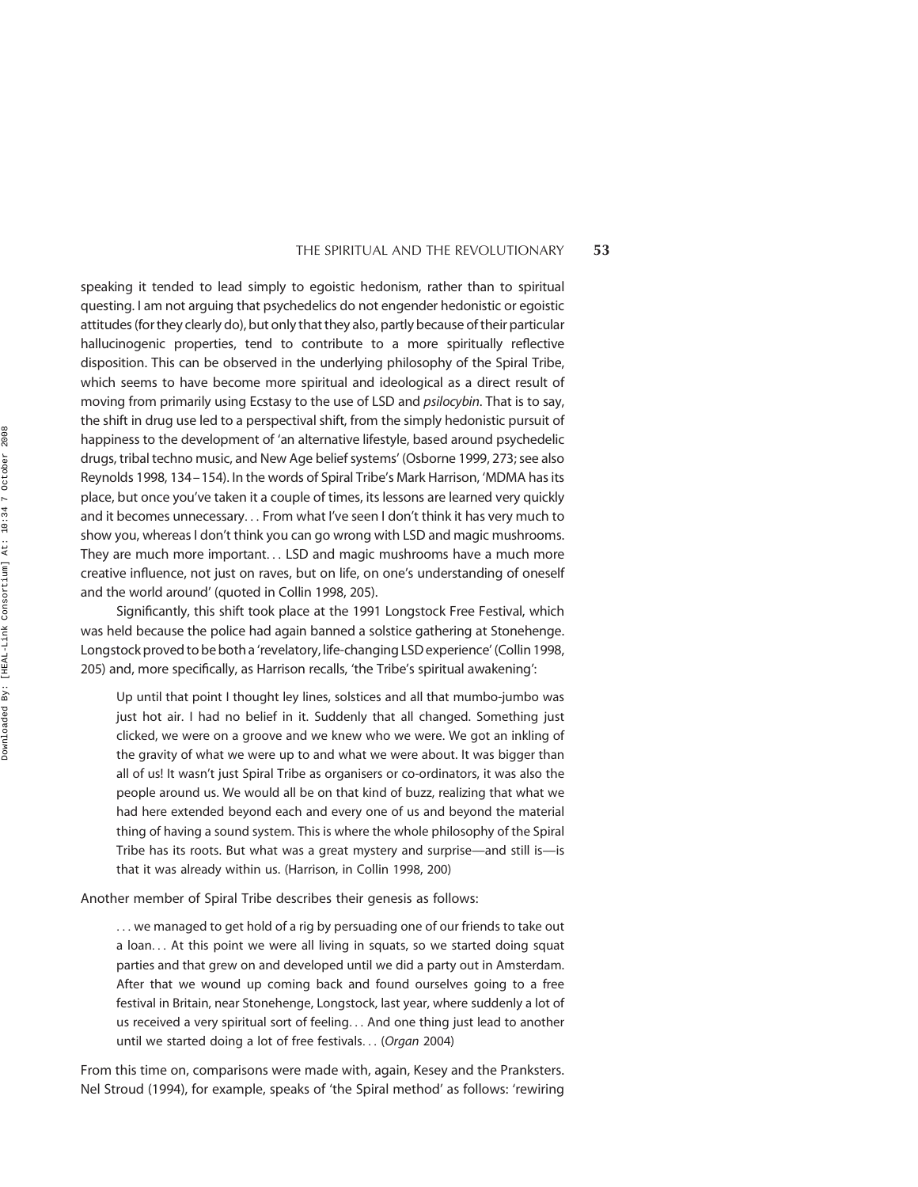speaking it tended to lead simply to egoistic hedonism, rather than to spiritual questing. I am not arguing that psychedelics do not engender hedonistic or egoistic attitudes (for they clearly do), but only that they also, partly because of their particular hallucinogenic properties, tend to contribute to a more spiritually reflective disposition. This can be observed in the underlying philosophy of the Spiral Tribe, which seems to have become more spiritual and ideological as a direct result of moving from primarily using Ecstasy to the use of LSD and *psilocybin*. That is to say, the shift in drug use led to a perspectival shift, from the simply hedonistic pursuit of happiness to the development of 'an alternative lifestyle, based around psychedelic drugs, tribal techno music, and New Age belief systems' (Osborne 1999, 273; see also Reynolds 1998, 134–154). In the words of Spiral Tribe's Mark Harrison, 'MDMA has its place, but once you've taken it a couple of times, its lessons are learned very quickly and it becomes unnecessary... From what I've seen I don't think it has very much to show you, whereas I don't think you can go wrong with LSD and magic mushrooms. They are much more important... LSD and magic mushrooms have a much more creative influence, not just on raves, but on life, on one's understanding of oneself and the world around' (quoted in Collin 1998, 205).

Significantly, this shift took place at the 1991 Longstock Free Festival, which was held because the police had again banned a solstice gathering at Stonehenge. Longstock proved to be both a 'revelatory, life-changing LSD experience' (Collin 1998, 205) and, more specifically, as Harrison recalls, 'the Tribe's spiritual awakening':

> Up until that point I thought ley lines, solstices and all that mumbo-jumbo was just hot air. I had no belief in it. Suddenly that all changed. Something just clicked, we were on a groove and we knew who we were. We got an inkling of the gravity of what we were up to and what we were about. It was bigger than all of us! It wasn't just Spiral Tribe as organisers or co-ordinators, it was also the people around us. We would all be on that kind of buzz, realizing that what we had here extended beyond each and every one of us and beyond the material thing of having a sound system. This is where the whole philosophy of the Spiral Tribe has its roots. But what was a great mystery and surprise—and still is—is that it was already within us. (Harrison, in Collin 1998, 200)

Another member of Spiral Tribe describes their genesis as follows:

> ... we managed to get hold of a rig by persuading one of our friends to take out a loan... At this point we were all living in squats, so we started doing squat parties and that grew on and developed until we did a party out in Amsterdam. After that we wound up coming back and found ourselves going to a free festival in Britain, near Stonehenge, Longstock, last year, where suddenly a lot of us received a very spiritual sort of feeling... And one thing just lead to another until we started doing a lot of free festivals... (*Organ* 2004)

From this time on, comparisons were made with, again, Kesey and the Pranksters. Nel Stroud (1994), for example, speaks of 'the Spiral method' as follows: 'rewiring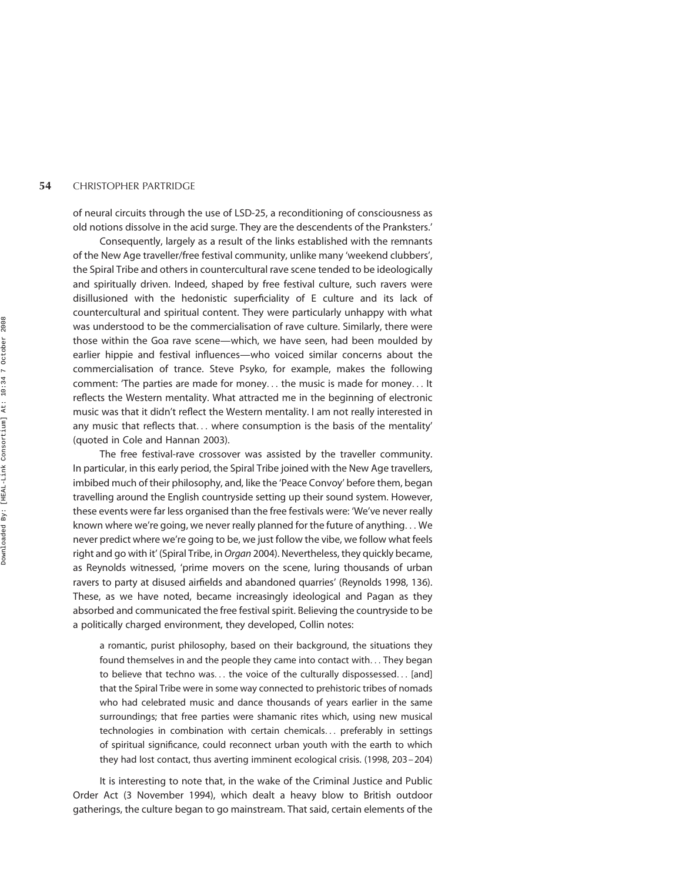of neural circuits through the use of LSD-25, a reconditioning of consciousness as old notions dissolve in the acid surge. They are the descendents of the Pranksters.'

Consequently, largely as a result of the links established with the remnants of the New Age traveller/free festival community, unlike many 'weekend clubbers', the Spiral Tribe and others in countercultural rave scene tended to be ideologically and spiritually driven. Indeed, shaped by free festival culture, such ravers were disillusioned with the hedonistic superficiality of E culture and its lack of countercultural and spiritual content. They were particularly unhappy with what was understood to be the commercialisation of rave culture. Similarly, there were those within the Goa rave scene—which, we have seen, had been moulded by earlier hippie and festival influences—who voiced similar concerns about the commercialisation of trance. Steve Psyko, for example, makes the following comment: 'The parties are made for money... the music is made for money... It reflects the Western mentality. What attracted me in the beginning of electronic music was that it didn't reflect the Western mentality. I am not really interested in any music that reflects that... where consumption is the basis of the mentality' (quoted in Cole and Hannan 2003).

The free festival-rave crossover was assisted by the traveller community. In particular, in this early period, the Spiral Tribe joined with the New Age travellers, imbibed much of their philosophy, and, like the 'Peace Convoy' before them, began travelling around the English countryside setting up their sound system. However, these events were far less organised than the free festivals were: 'We've never really known where we're going, we never really planned for the future of anything... We never predict where we're going to be, we just follow the vibe, we follow what feels right and go with it' (Spiral Tribe, in *Organ* 2004). Nevertheless, they quickly became, as Reynolds witnessed, 'prime movers on the scene, luring thousands of urban ravers to party at disused airfields and abandoned quarries' (Reynolds 1998, 136). These, as we have noted, became increasingly ideological and Pagan as they absorbed and communicated the free festival spirit. Believing the countryside to be a politically charged environment, they developed, Collin notes:

> a romantic, purist philosophy, based on their background, the situations they found themselves in and the people they came into contact with... They began to believe that techno was... the voice of the culturally dispossessed... [and] that the Spiral Tribe were in some way connected to prehistoric tribes of nomads who had celebrated music and dance thousands of years earlier in the same surroundings; that free parties were shamanic rites which, using new musical technologies in combination with certain chemicals... preferably in settings of spiritual significance, could reconnect urban youth with the earth to which they had lost contact, thus averting imminent ecological crisis. (1998, 203–204)

It is interesting to note that, in the wake of the Criminal Justice and Public Order Act (3 November 1994), which dealt a heavy blow to British outdoor gatherings, the culture began to go mainstream. That said, certain elements of the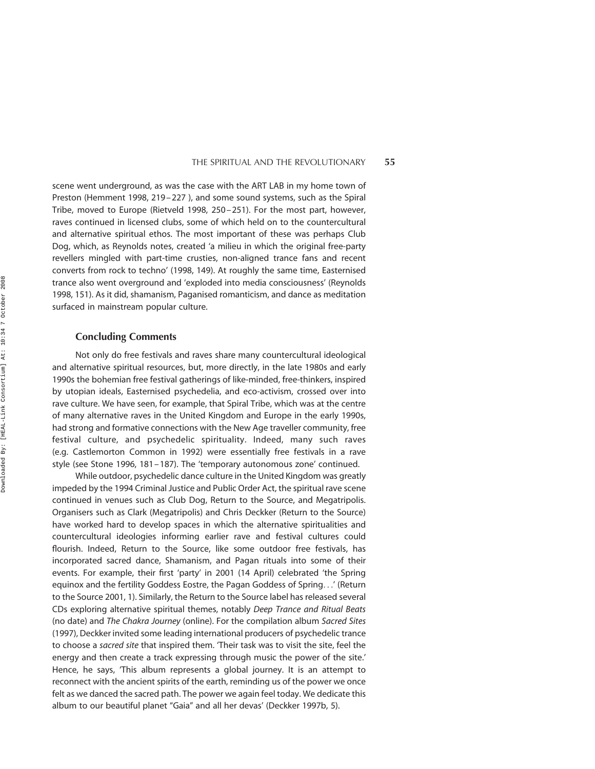scene went underground, as was the case with the ART LAB in my home town of Preston (Hemment 1998, 219 – 227 ), and some sound systems, such as the Spiral Tribe, moved to Europe (Rietveld 1998, 250 – 251). For the most part, however, raves continued in licensed clubs, some of which held on to the countercultural and alternative spiritual ethos. The most important of these was perhaps Club Dog, which, as Reynolds notes, created 'a milieu in which the original free-party revellers mingled with part-time crusties, non-aligned trance fans and recent converts from rock to techno' (1998, 149). At roughly the same time, Easternised trance also went overground and 'exploded into media consciousness' (Reynolds 1998, 151). As it did, shamanism, Paganised romanticism, and dance as meditation surfaced in mainstream popular culture.

## Concluding Comments

Not only do free festivals and raves share many countercultural ideological and alternative spiritual resources, but, more directly, in the late 1980s and early 1990s the bohemian free festival gatherings of like-minded, free-thinkers, inspired by utopian ideals, Easternised psychedelia, and eco-activism, crossed over into rave culture. We have seen, for example, that Spiral Tribe, which was at the centre of many alternative raves in the United Kingdom and Europe in the early 1990s, had strong and formative connections with the New Age traveller community, free festival culture, and psychedelic spirituality. Indeed, many such raves (e.g. Castlemorton Common in 1992) were essentially free festivals in a rave style (see Stone 1996, 181 – 187). The 'temporary autonomous zone' continued.

While outdoor, psychedelic dance culture in the United Kingdom was greatly impeded by the 1994 Criminal Justice and Public Order Act, the spiritual rave scene continued in venues such as Club Dog, Return to the Source, and Megatripolis. Organisers such as Clark (Megatripolis) and Chris Deckker (Return to the Source) have worked hard to develop spaces in which the alternative spiritualities and countercultural ideologies informing earlier rave and festival cultures could flourish. Indeed, Return to the Source, like some outdoor free festivals, has incorporated sacred dance, Shamanism, and Pagan rituals into some of their events. For example, their first 'party' in 2001 (14 April) celebrated 'the Spring equinox and the fertility Goddess Eostre, the Pagan Goddess of Spring. . .' (Return to the Source 2001, 1). Similarly, the Return to the Source label has released several CDs exploring alternative spiritual themes, notably *Deep Trance and Ritual Beats* (no date) and *The Chakra Journey* (online). For the compilation album *Sacred Sites* (1997), Deckker invited some leading international producers of psychedelic trance to choose a *sacred site* that inspired them. 'Their task was to visit the site, feel the energy and then create a track expressing through music the power of the site.' Hence, he says, 'This album represents a global journey. It is an attempt to reconnect with the ancient spirits of the earth, reminding us of the power we once felt as we danced the sacred path. The power we again feel today. We dedicate this album to our beautiful planet "Gaia" and all her devas' (Deckker 1997b, 5).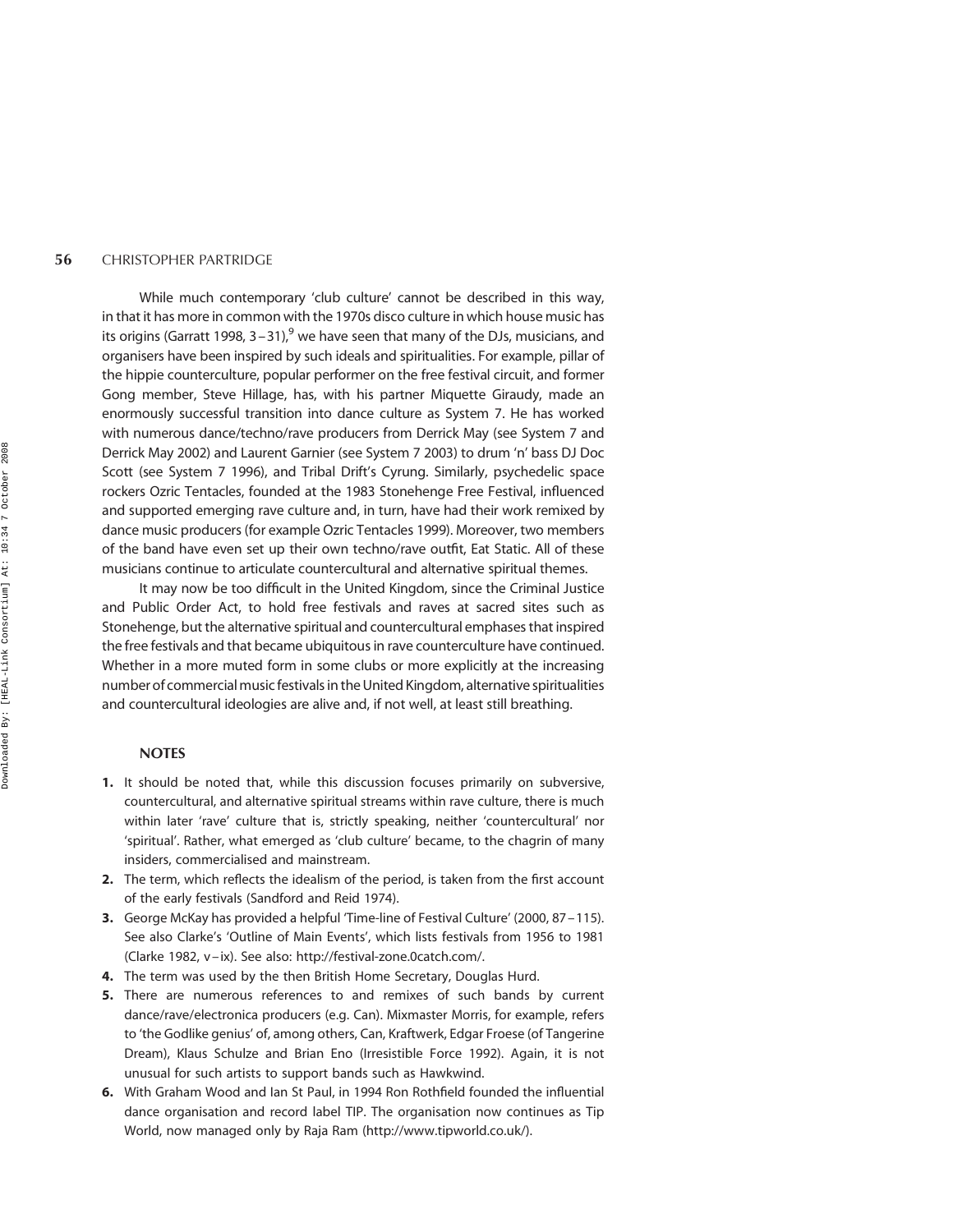While much contemporary 'club culture' cannot be described in this way, in that it has more in common with the 1970s disco culture in which house music has its origins (Garratt 1998, 3–31),[9] we have seen that many of the DJs, musicians, and organisers have been inspired by such ideals and spiritualities. For example, pillar of the hippie counterculture, popular performer on the free festival circuit, and former Gong member, Steve Hillage, has, with his partner Miquette Giraudy, made an enormously successful transition into dance culture as System 7. He has worked with numerous dance/techno/rave producers from Derrick May (see System 7 and Derrick May 2002) and Laurent Garnier (see System 7 2003) to drum 'n' bass DJ Doc Scott (see System 7 1996), and Tribal Drift's Cyrung. Similarly, psychedelic space rockers Ozric Tentacles, founded at the 1983 Stonehenge Free Festival, influenced and supported emerging rave culture and, in turn, have had their work remixed by dance music producers (for example Ozric Tentacles 1999). Moreover, two members of the band have even set up their own techno/rave outfit, Eat Static. All of these musicians continue to articulate countercultural and alternative spiritual themes.

It may now be too difficult in the United Kingdom, since the Criminal Justice and Public Order Act, to hold free festivals and raves at sacred sites such as Stonehenge, but the alternative spiritual and countercultural emphases that inspired the free festivals and that became ubiquitous in rave counterculture have continued. Whether in a more muted form in some clubs or more explicitly at the increasing number of commercial music festivals in the United Kingdom, alternative spiritualities and countercultural ideologies are alive and, if not well, at least still breathing.

## NOTES

1. It should be noted that, while this discussion focuses primarily on subversive, countercultural, and alternative spiritual streams within rave culture, there is much within later 'rave' culture that is, strictly speaking, neither 'countercultural' nor 'spiritual'. Rather, what emerged as 'club culture' became, to the chagrin of many insiders, commercialised and mainstream.
2. The term, which reflects the idealism of the period, is taken from the first account of the early festivals (Sandford and Reid 1974).
3. George McKay has provided a helpful 'Time-line of Festival Culture' (2000, 87–115). See also Clarke's 'Outline of Main Events', which lists festivals from 1956 to 1981 (Clarke 1982, v–ix). See also: http://festival-zone.0catch.com/.
4. The term was used by the then British Home Secretary, Douglas Hurd.
5. There are numerous references to and remixes of such bands by current dance/rave/electronica producers (e.g. Can). Mixmaster Morris, for example, refers to 'the Godlike genius' of, among others, Can, Kraftwerk, Edgar Froese (of Tangerine Dream), Klaus Schulze and Brian Eno (Irresistible Force 1992). Again, it is not unusual for such artists to support bands such as Hawkwind.
6. With Graham Wood and Ian St Paul, in 1994 Ron Rothfield founded the influential dance organisation and record label TIP. The organisation now continues as Tip World, now managed only by Raja Ram (http://www.tipworld.co.uk/).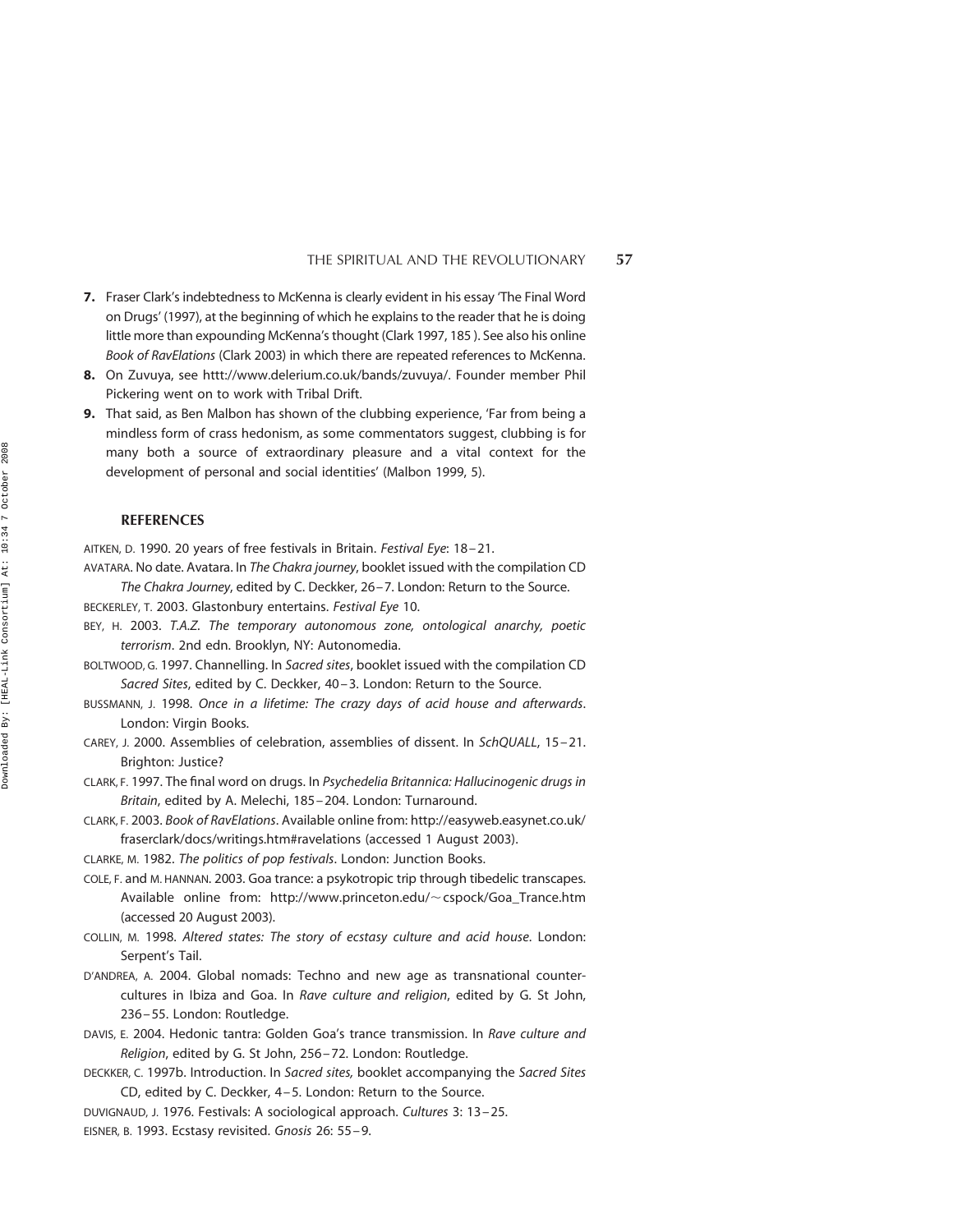7. Fraser Clark's indebtedness to McKenna is clearly evident in his essay 'The Final Word on Drugs' (1997), at the beginning of which he explains to the reader that he is doing little more than expounding McKenna's thought (Clark 1997, 185 ). See also his online *Book of RavElations* (Clark 2003) in which there are repeated references to McKenna.
8. On Zuvuya, see htttp://www.delerium.co.uk/bands/zuvuya/. Founder member Phil Pickering went on to work with Tribal Drift.
9. That said, as Ben Malbon has shown of the clubbing experience, 'Far from being a mindless form of crass hedonism, as some commentators suggest, clubbing is for many both a source of extraordinary pleasure and a vital context for the development of personal and social identities' (Malbon 1999, 5).

## REFERENCES

AITKEN, D. 1990. 20 years of free festivals in Britain. *Festival Eye*: 18–21.

AVATARA. No date. Avatara. In *The Chakra journey*, booklet issued with the compilation CD *The Chakra Journey*, edited by C. Deckker, 26–7. London: Return to the Source.

BECKERLEY, T. 2003. Glastonbury entertains. *Festival Eye* 10.

BEY, H. 2003. *T.A.Z. The temporary autonomous zone, ontological anarchy, poetic terrorism*. 2nd edn. Brooklyn, NY: Autonomedia.

BOLTWOOD, G. 1997. Channelling. In *Sacred sites*, booklet issued with the compilation CD *Sacred Sites*, edited by C. Deckker, 40–3. London: Return to the Source.

BUSSMANN, J. 1998. *Once in a lifetime: The crazy days of acid house and afterwards*. London: Virgin Books.

CAREY, J. 2000. Assemblies of celebration, assemblies of dissent. In *SchQUALL*, 15–21. Brighton: Justice?

CLARK, F. 1997. The final word on drugs. In *Psychedelia Britannica: Hallucinogenic drugs in Britain*, edited by A. Melechi, 185–204. London: Turnaround.

CLARK, F. 2003. *Book of RavElations*. Available online from: http://easyweb.easynet.co.uk/fraserclark/docs/writings.htm#ravelations (accessed 1 August 2003).

CLARKE, M. 1982. *The politics of pop festivals*. London: Junction Books.

COLE, F. and M. HANNAN. 2003. Goa trance: a psykotropic trip through tibedelic transcapes. Available online from: http://www.princeton.edu/~cspock/Goa_Trance.htm (accessed 20 August 2003).

COLLIN, M. 1998. *Altered states: The story of ecstasy culture and acid house*. London: Serpent's Tail.

D'ANDREA, A. 2004. Global nomads: Techno and new age as transnational countercultures in Ibiza and Goa. In *Rave culture and religion*, edited by G. St John, 236–55. London: Routledge.

DAVIS, E. 2004. Hedonic tantra: Golden Goa's trance transmission. In *Rave culture and Religion*, edited by G. St John, 256–72. London: Routledge.

DECKKER, C. 1997b. Introduction. In *Sacred sites,* booklet accompanying the *Sacred Sites* CD, edited by C. Deckker, 4–5. London: Return to the Source.

DUVIGNAUD, J. 1976. Festivals: A sociological approach. *Cultures* 3: 13–25.

EISNER, B. 1993. Ecstasy revisited. *Gnosis* 26: 55–9.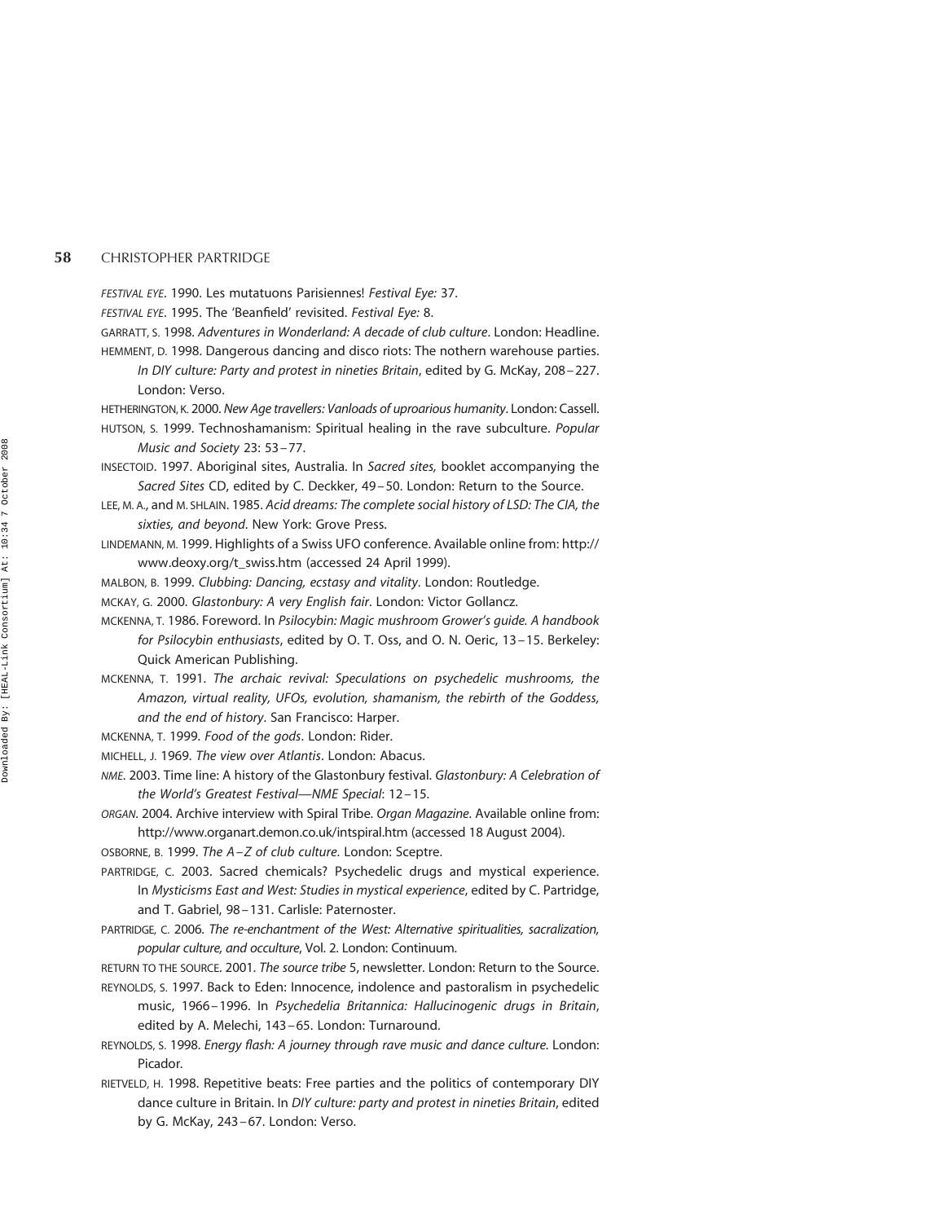FESTIVAL EYE. 1990. Les mutatuons Parisiennes! *Festival Eye:* 37.

FESTIVAL EYE. 1995. The 'Beanfield' revisited. *Festival Eye:* 8.

GARRATT, S. 1998. *Adventures in Wonderland: A decade of club culture*. London: Headline.

HEMMENT, D. 1998. Dangerous dancing and disco riots: The nothern warehouse parties. *In DIY culture: Party and protest in nineties Britain*, edited by G. McKay, 208–227. London: Verso.

HETHERINGTON, K. 2000. *New Age travellers: Vanloads of uproarious humanity*. London: Cassell.

HUTSON, S. 1999. Technoshamanism: Spiritual healing in the rave subculture. *Popular Music and Society* 23: 53–77.

INSECTOID. 1997. Aboriginal sites, Australia. In *Sacred sites,* booklet accompanying the *Sacred Sites* CD, edited by C. Deckker, 49–50. London: Return to the Source.

LEE, M. A., and M. SHLAIN. 1985. *Acid dreams: The complete social history of LSD: The CIA, the sixties, and beyond*. New York: Grove Press.

LINDEMANN, M. 1999. Highlights of a Swiss UFO conference. Available online from: http://www.deoxy.org/t_swiss.htm (accessed 24 April 1999).

MALBON, B. 1999. *Clubbing: Dancing, ecstasy and vitality*. London: Routledge.

MCKAY, G. 2000. *Glastonbury: A very English fair*. London: Victor Gollancz.

MCKENNA, T. 1986. Foreword. In *Psilocybin: Magic mushroom Grower's guide. A handbook for Psilocybin enthusiasts*, edited by O. T. Oss, and O. N. Oeric, 13–15. Berkeley: Quick American Publishing.

MCKENNA, T. 1991. *The archaic revival: Speculations on psychedelic mushrooms, the Amazon, virtual reality, UFOs, evolution, shamanism, the rebirth of the Goddess, and the end of history*. San Francisco: Harper.

MCKENNA, T. 1999. *Food of the gods*. London: Rider.

MICHELL, J. 1969. *The view over Atlantis*. London: Abacus.

*NME*. 2003. Time line: A history of the Glastonbury festival. *Glastonbury: A Celebration of the World's Greatest Festival—NME Special*: 12–15.

*ORGAN*. 2004. Archive interview with Spiral Tribe. *Organ Magazine*. Available online from: http://www.organart.demon.co.uk/intspiral.htm (accessed 18 August 2004).

OSBORNE, B. 1999. *The A–Z of club culture*. London: Sceptre.

PARTRIDGE, C. 2003. Sacred chemicals? Psychedelic drugs and mystical experience. In *Mysticisms East and West: Studies in mystical experience*, edited by C. Partridge, and T. Gabriel, 98–131. Carlisle: Paternoster.

PARTRIDGE, C. 2006. *The re-enchantment of the West: Alternative spiritualities, sacralization, popular culture, and occulture*, Vol. 2. London: Continuum.

RETURN TO THE SOURCE. 2001. *The source tribe* 5, newsletter. London: Return to the Source.

REYNOLDS, S. 1997. Back to Eden: Innocence, indolence and pastoralism in psychedelic music, 1966–1996. In *Psychedelia Britannica: Hallucinogenic drugs in Britain*, edited by A. Melechi, 143–65. London: Turnaround.

REYNOLDS, S. 1998. *Energy flash: A journey through rave music and dance culture*. London: Picador.

RIETVELD, H. 1998. Repetitive beats: Free parties and the politics of contemporary DIY dance culture in Britain. In *DIY culture: party and protest in nineties Britain*, edited by G. McKay, 243–67. London: Verso.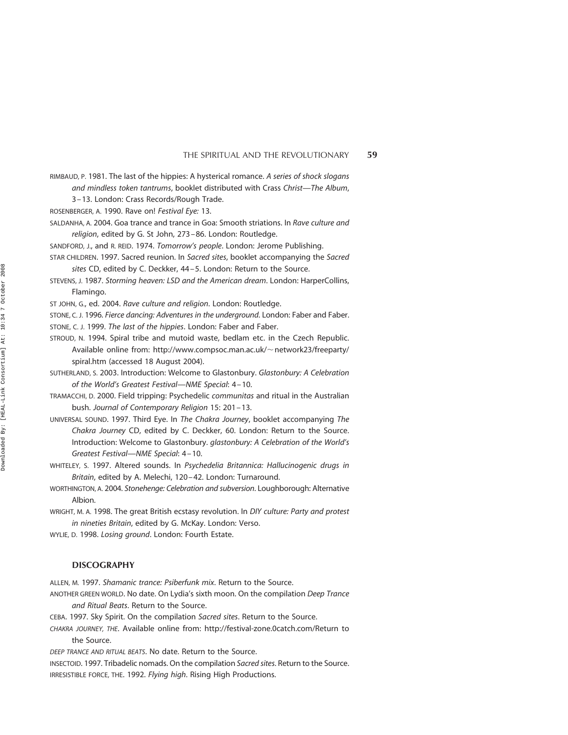RIMBAUD, P. 1981. The last of the hippies: A hysterical romance. *A series of shock slogans and mindless token tantrums*, booklet distributed with Crass *Christ—The Album*, 3–13. London: Crass Records/Rough Trade.

ROSENBERGER, A. 1990. Rave on! *Festival Eye:* 13.

SALDANHA, A. 2004. Goa trance and trance in Goa: Smooth striations. In *Rave culture and religion*, edited by G. St John, 273–86. London: Routledge.

SANDFORD, J., and R. REID. 1974. *Tomorrow's people*. London: Jerome Publishing.

STAR CHILDREN. 1997. Sacred reunion. In *Sacred sites*, booklet accompanying the *Sacred sites* CD, edited by C. Deckker, 44–5. London: Return to the Source.

STEVENS, J. 1987. *Storming heaven: LSD and the American dream*. London: HarperCollins, Flamingo.

ST JOHN, G., ed. 2004. *Rave culture and religion*. London: Routledge.

STONE, C. J. 1996. *Fierce dancing: Adventures in the underground*. London: Faber and Faber.

STONE, C. J. 1999. *The last of the hippies*. London: Faber and Faber.

STROUD, N. 1994. Spiral tribe and mutoid waste, bedlam etc. in the Czech Republic. Available online from: http://www.compsoc.man.ac.uk/~network23/freeparty/spiral.htm (accessed 18 August 2004).

SUTHERLAND, S. 2003. Introduction: Welcome to Glastonbury. *Glastonbury: A Celebration of the World's Greatest Festival—NME Special*: 4–10.

TRAMACCHI, D. 2000. Field tripping: Psychedelic *communitas* and ritual in the Australian bush. *Journal of Contemporary Religion* 15: 201–13.

UNIVERSAL SOUND. 1997. Third Eye. In *The Chakra Journey*, booklet accompanying *The Chakra Journey* CD, edited by C. Deckker, 60. London: Return to the Source. Introduction: Welcome to Glastonbury. *glastonbury: A Celebration of the World's Greatest Festival—NME Special*: 4–10.

WHITELEY, S. 1997. Altered sounds. In *Psychedelia Britannica: Hallucinogenic drugs in Britain*, edited by A. Melechi, 120–42. London: Turnaround.

WORTHINGTON, A. 2004. *Stonehenge: Celebration and subversion*. Loughborough: Alternative Albion.

WRIGHT, M. A. 1998. The great British ecstasy revolution. In *DIY culture: Party and protest in nineties Britain*, edited by G. McKay. London: Verso.

WYLIE, D. 1998. *Losing ground*. London: Fourth Estate.

## DISCOGRAPHY

ALLEN, M. 1997. *Shamanic trance: Psiberfunk mix*. Return to the Source.

ANOTHER GREEN WORLD. No date. On Lydia's sixth moon. On the compilation *Deep Trance and Ritual Beats*. Return to the Source.

CEBA. 1997. Sky Spirit. On the compilation *Sacred sites*. Return to the Source.

*CHAKRA JOURNEY, THE*. Available online from: http://festival-zone.0catch.com/Return to the Source.

*DEEP TRANCE AND RITUAL BEATS*. No date. Return to the Source.

INSECTOID. 1997. Tribadelic nomads. On the compilation *Sacred sites*. Return to the Source.

IRRESISTIBLE FORCE, THE. 1992. *Flying high*. Rising High Productions.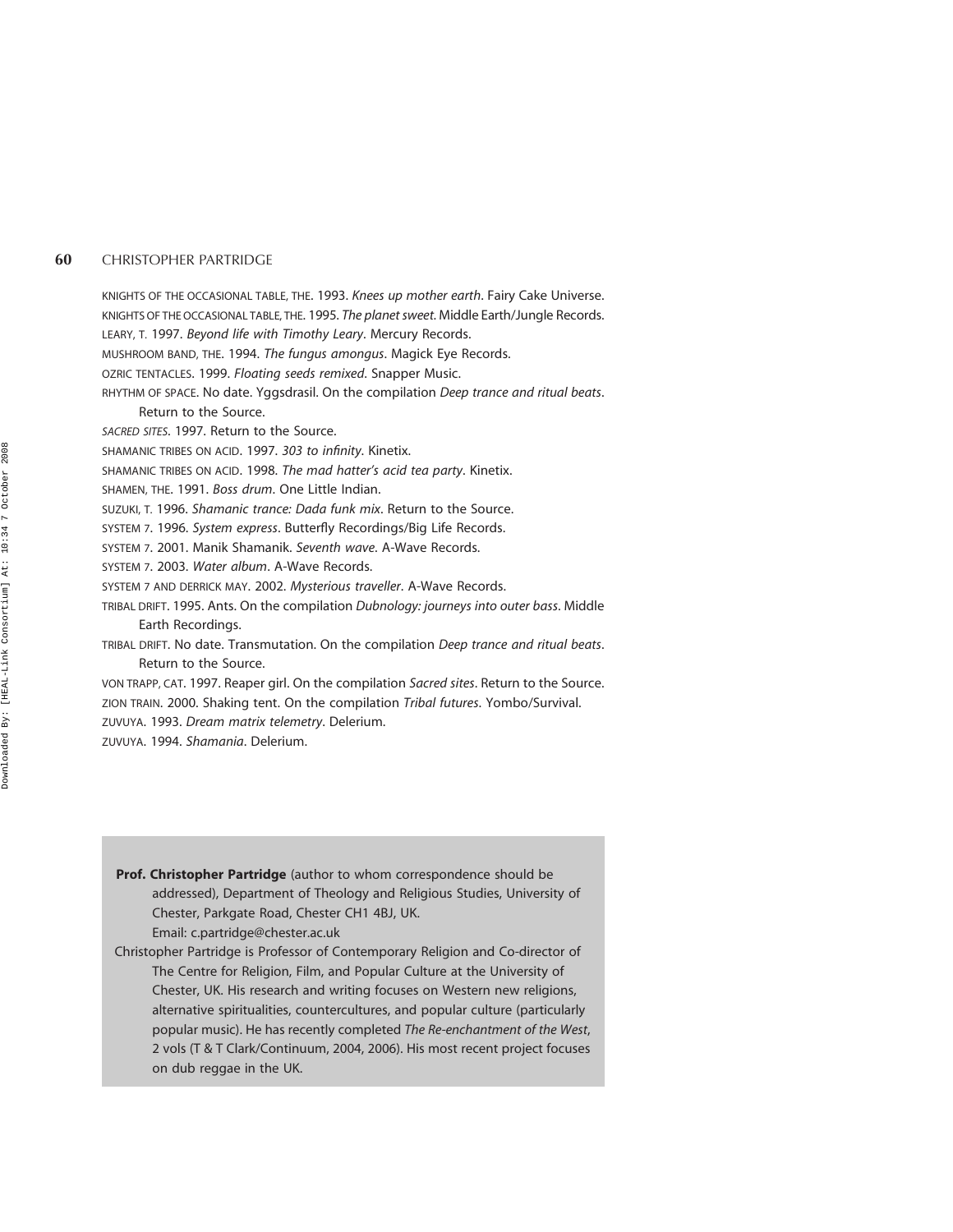KNIGHTS OF THE OCCASIONAL TABLE, THE. 1993. *Knees up mother earth*. Fairy Cake Universe.

KNIGHTS OF THE OCCASIONAL TABLE, THE. 1995. *The planet sweet*. Middle Earth/Jungle Records.

LEARY, T. 1997. *Beyond life with Timothy Leary*. Mercury Records.

MUSHROOM BAND, THE. 1994. *The fungus amongus*. Magick Eye Records.

OZRIC TENTACLES. 1999. *Floating seeds remixed*. Snapper Music.

RHYTHM OF SPACE. No date. Yggsdrasil. On the compilation *Deep trance and ritual beats*. Return to the Source.

*SACRED SITES*. 1997. Return to the Source.

SHAMANIC TRIBES ON ACID. 1997. *303 to infinity*. Kinetix.

SHAMANIC TRIBES ON ACID. 1998. *The mad hatter's acid tea party*. Kinetix.

SHAMEN, THE. 1991. *Boss drum*. One Little Indian.

SUZUKI, T. 1996. *Shamanic trance: Dada funk mix*. Return to the Source.

SYSTEM 7. 1996. *System express*. Butterfly Recordings/Big Life Records.

SYSTEM 7. 2001. Manik Shamanik. *Seventh wave*. A-Wave Records.

SYSTEM 7. 2003. *Water album*. A-Wave Records.

SYSTEM 7 AND DERRICK MAY. 2002. *Mysterious traveller*. A-Wave Records.

TRIBAL DRIFT. 1995. Ants. On the compilation *Dubnology: journeys into outer bass*. Middle Earth Recordings.

TRIBAL DRIFT. No date. Transmutation. On the compilation *Deep trance and ritual beats*. Return to the Source.

VON TRAPP, CAT. 1997. Reaper girl. On the compilation *Sacred sites*. Return to the Source.

ZION TRAIN. 2000. Shaking tent. On the compilation *Tribal futures*. Yombo/Survival.

ZUVUYA. 1993. *Dream matrix telemetry*. Delerium.

ZUVUYA. 1994. *Shamania*. Delerium.

**Prof. Christopher Partridge** (author to whom correspondence should be addressed), Department of Theology and Religious Studies, University of Chester, Parkgate Road, Chester CH1 4BJ, UK.
Email: c.partridge@chester.ac.uk

Christopher Partridge is Professor of Contemporary Religion and Co-director of The Centre for Religion, Film, and Popular Culture at the University of Chester, UK. His research and writing focuses on Western new religions, alternative spiritualities, countercultures, and popular culture (particularly popular music). He has recently completed *The Re-enchantment of the West*, 2 vols (T & T Clark/Continuum, 2004, 2006). His most recent project focuses on dub reggae in the UK.